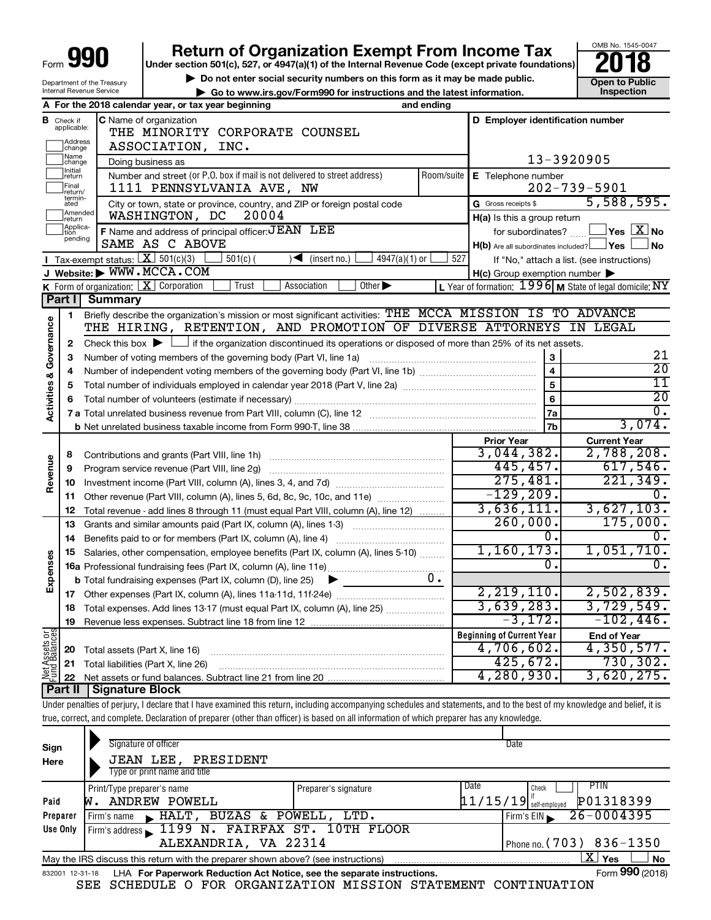Form **990**

# Return of Organization Exempt From Income Tax

**Under section 501(c), 527, or 4947(a)(1) of the Internal Revenue Code (except private foundations)**

▶ Do not enter social security numbers on this form as it may be made public.

▶ Go to www.irs.gov/Form990 for instructions and the latest information.

Department of the Treasury
Internal Revenue Service

OMB No. 1545-0047

**2018**

**Open to Public Inspection**

**A** For the 2018 calendar year, or tax year beginning and ending

**B** Check if applicable: Address change / Name change / Initial return / Final return/terminated / Amended return / Application pending

**C** Name of organization: THE MINORITY CORPORATE COUNSEL ASSOCIATION, INC.

Doing business as

Number and street (or P.O. box if mail is not delivered to street address): 1111 PENNSYLVANIA AVE, NW — Room/suite

City or town, state or province, country, and ZIP or foreign postal code: WASHINGTON, DC 20004

**D** Employer identification number: 13-3920905

**E** Telephone number: 202-739-5901

**G** Gross receipts $ 5,588,595.

**F** Name and address of principal officer: JEAN LEE, SAME AS C ABOVE

**H(a)** Is this a group return for subordinates? ☐ Yes ☒ No

**H(b)** Are all subordinates included? ☐ Yes ☐ No — If "No," attach a list. (see instructions)

**H(c)** Group exemption number ▶

**I** Tax-exempt status: ☒ 501(c)(3) ☐ 501(c) ( ) ◀ (insert no.) ☐ 4947(a)(1) or ☐ 527

**J** Website: ▶ WWW.MCCA.COM

**K** Form of organization: ☒ Corporation ☐ Trust ☐ Association ☐ Other ▶

**L** Year of formation: 1996 **M** State of legal domicile: NY

## Part I Summary

### Activities & Governance

1 Briefly describe the organization's mission or most significant activities: THE MCCA MISSION IS TO ADVANCE THE HIRING, RETENTION, AND PROMOTION OF DIVERSE ATTORNEYS IN LEGAL

2 Check this box ▶ ☐ if the organization discontinued its operations or disposed of more than 25% of its net assets.

| | | Line | |
|---|---|---|---|
| 3 | Number of voting members of the governing body (Part VI, line 1a) | 3 | 21 |
| 4 | Number of independent voting members of the governing body (Part VI, line 1b) | 4 | 20 |
| 5 | Total number of individuals employed in calendar year 2018 (Part V, line 2a) | 5 | 11 |
| 6 | Total number of volunteers (estimate if necessary) | 6 | 20 |
| 7a | Total unrelated business revenue from Part VIII, column (C), line 12 | 7a | 0. |
| b | Net unrelated business taxable income from Form 990-T, line 38 | 7b | 3,074. |

| | | | Prior Year | Current Year |
|---|---|---|---|---|
| **Revenue** | 8 | Contributions and grants (Part VIII, line 1h) | 3,044,382. | 2,788,208. |
| | 9 | Program service revenue (Part VIII, line 2g) | 445,457. | 617,546. |
| | 10 | Investment income (Part VIII, column (A), lines 3, 4, and 7d) | 275,481. | 221,349. |
| | 11 | Other revenue (Part VIII, column (A), lines 5, 6d, 8c, 9c, 10c, and 11e) | -129,209. | 0. |
| | 12 | Total revenue - add lines 8 through 11 (must equal Part VIII, column (A), line 12) | 3,636,111. | 3,627,103. |
| **Expenses** | 13 | Grants and similar amounts paid (Part IX, column (A), lines 1-3) | 260,000. | 175,000. |
| | 14 | Benefits paid to or for members (Part IX, column (A), line 4) | 0. | 0. |
| | 15 | Salaries, other compensation, employee benefits (Part IX, column (A), lines 5-10) | 1,160,173. | 1,051,710. |
| | 16a | Professional fundraising fees (Part IX, column (A), line 11e) | 0. | 0. |
| | b | Total fundraising expenses (Part IX, column (D), line 25) ▶ 0. | | |
| | 17 | Other expenses (Part IX, column (A), lines 11a-11d, 11f-24e) | 2,219,110. | 2,502,839. |
| | 18 | Total expenses. Add lines 13-17 (must equal Part IX, column (A), line 25) | 3,639,283. | 3,729,549. |
| | 19 | Revenue less expenses. Subtract line 18 from line 12 | -3,172. | -102,446. |
| | | | **Beginning of Current Year** | **End of Year** |
| **Net Assets or Fund Balances** | 20 | Total assets (Part X, line 16) | 4,706,602. | 4,350,577. |
| | 21 | Total liabilities (Part X, line 26) | 425,672. | 730,302. |
| | 22 | Net assets or fund balances. Subtract line 21 from line 20 | 4,280,930. | 3,620,275. |

## Part II Signature Block

Under penalties of perjury, I declare that I have examined this return, including accompanying schedules and statements, and to the best of my knowledge and belief, it is true, correct, and complete. Declaration of preparer (other than officer) is based on all information of which preparer has any knowledge.

**Sign Here**

Signature of officer — Date

JEAN LEE, PRESIDENT
Type or print name and title

**Paid Preparer Use Only**

| Print/Type preparer's name | Preparer's signature | Date | Check ☐ if self-employed | PTIN |
|---|---|---|---|---|
| W. ANDREW POWELL | | 11/15/19 | | P01318399 |

Firm's name ▶ HALT, BUZAS & POWELL, LTD. — Firm's EIN ▶ 26-0004395

Firm's address ▶ 1199 N. FAIRFAX ST. 10TH FLOOR, ALEXANDRIA, VA 22314 — Phone no. (703) 836-1350

May the IRS discuss this return with the preparer shown above? (see instructions) ☒ Yes ☐ No

832001 12-31-18 LHA For Paperwork Reduction Act Notice, see the separate instructions. Form **990** (2018)

SEE SCHEDULE O FOR ORGANIZATION MISSION STATEMENT CONTINUATION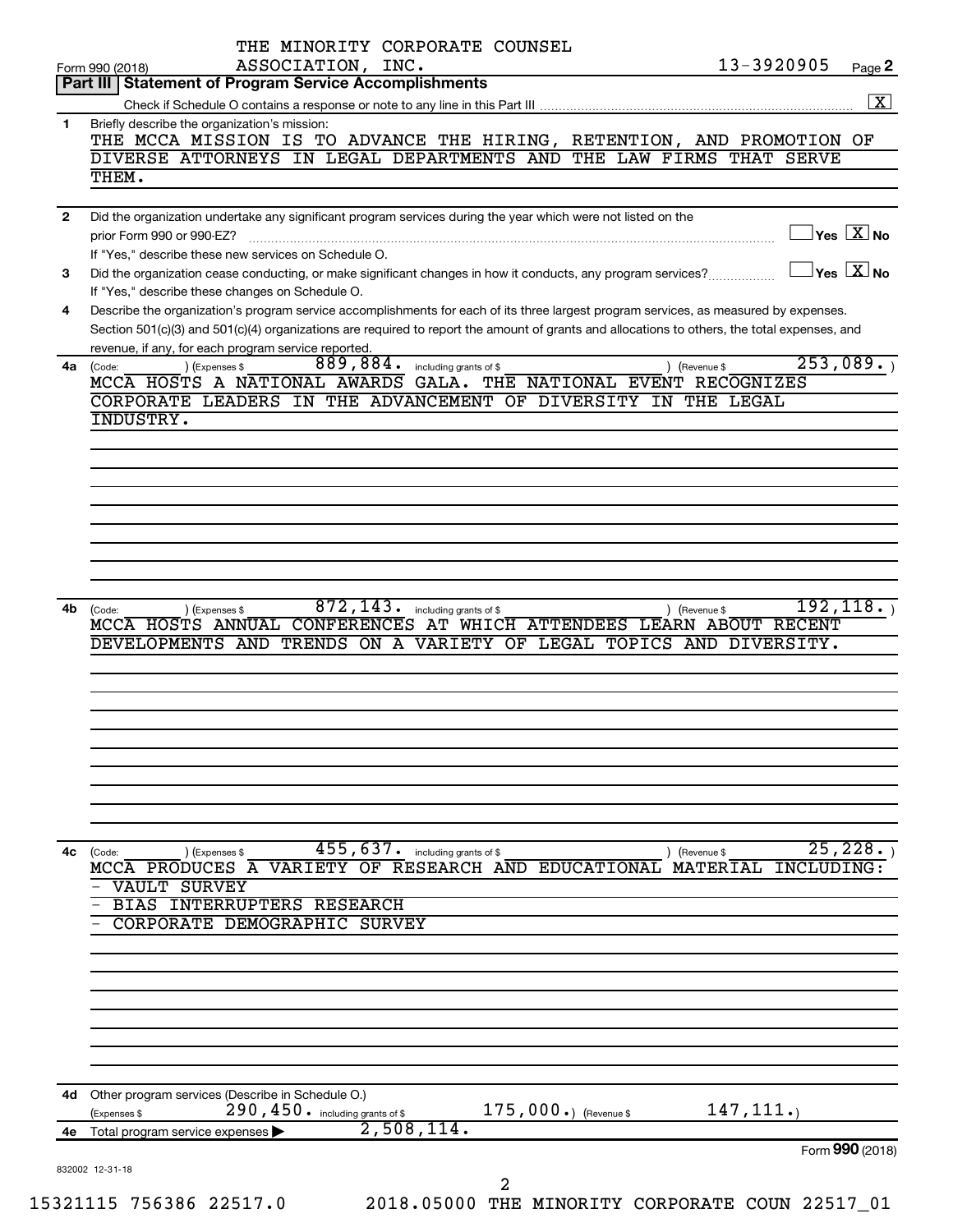THE MINORITY CORPORATE COUNSEL ASSOCIATION, INC.

Form 990 (2018) 13-3920905 Page **2**

**Part III | Statement of Program Service Accomplishments**

Check if Schedule O contains a response or note to any line in this Part III ..... [X]

**1** Briefly describe the organization's mission:

THE MCCA MISSION IS TO ADVANCE THE HIRING, RETENTION, AND PROMOTION OF DIVERSE ATTORNEYS IN LEGAL DEPARTMENTS AND THE LAW FIRMS THAT SERVE THEM.

**2** Did the organization undertake any significant program services during the year which were not listed on the prior Form 990 or 990-EZ? ..... [ ] Yes [X] No

If "Yes," describe these new services on Schedule O.

**3** Did the organization cease conducting, or make significant changes in how it conducts, any program services? ..... [ ] Yes [X] No

If "Yes," describe these changes on Schedule O.

**4** Describe the organization's program service accomplishments for each of its three largest program services, as measured by expenses. Section 501(c)(3) and 501(c)(4) organizations are required to report the amount of grants and allocations to others, the total expenses, and revenue, if any, for each program service reported.

**4a** (Code: ) (Expenses $ 889,884. including grants of $ ) (Revenue $ 253,089.)

MCCA HOSTS A NATIONAL AWARDS GALA. THE NATIONAL EVENT RECOGNIZES CORPORATE LEADERS IN THE ADVANCEMENT OF DIVERSITY IN THE LEGAL INDUSTRY.

**4b** (Code: ) (Expenses $ 872,143. including grants of $ ) (Revenue $ 192,118.)

MCCA HOSTS ANNUAL CONFERENCES AT WHICH ATTENDEES LEARN ABOUT RECENT DEVELOPMENTS AND TRENDS ON A VARIETY OF LEGAL TOPICS AND DIVERSITY.

**4c** (Code: ) (Expenses $ 455,637. including grants of $ ) (Revenue $ 25,228.)

MCCA PRODUCES A VARIETY OF RESEARCH AND EDUCATIONAL MATERIAL INCLUDING:

- VAULT SURVEY
- BIAS INTERRUPTERS RESEARCH
- CORPORATE DEMOGRAPHIC SURVEY

**4d** Other program services (Describe in Schedule O.)

(Expenses $ 290,450. including grants of $ 175,000.) (Revenue $ 147,111.)

**4e** Total program service expenses ▶ 2,508,114.

Form **990** (2018)

832002 12-31-18

15321115 756386 22517.0 2018.05000 THE MINORITY CORPORATE COUN 22517_01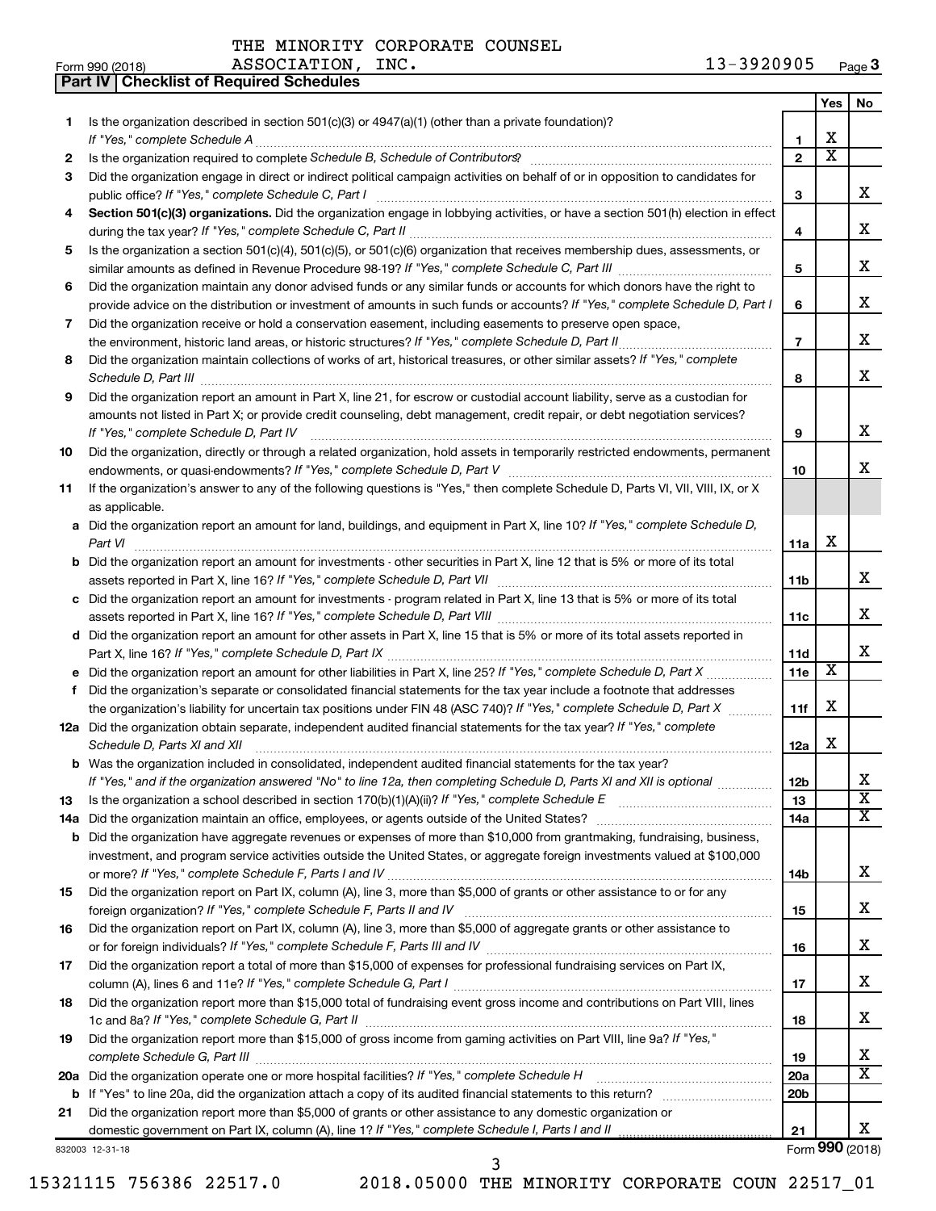Form 990 (2018) THE MINORITY CORPORATE COUNSEL ASSOCIATION, INC. 13-3920905 Page 3

## Part IV | Checklist of Required Schedules

| | | | Yes | No |
|---|---|---|---|---|
| 1 | Is the organization described in section 501(c)(3) or 4947(a)(1) (other than a private foundation)? *If "Yes," complete Schedule A* | 1 | X | |
| 2 | Is the organization required to complete *Schedule B, Schedule of Contributors*? | 2 | X | |
| 3 | Did the organization engage in direct or indirect political campaign activities on behalf of or in opposition to candidates for public office? *If "Yes," complete Schedule C, Part I* | 3 | | X |
| 4 | **Section 501(c)(3) organizations.** Did the organization engage in lobbying activities, or have a section 501(h) election in effect during the tax year? *If "Yes," complete Schedule C, Part II* | 4 | | X |
| 5 | Is the organization a section 501(c)(4), 501(c)(5), or 501(c)(6) organization that receives membership dues, assessments, or similar amounts as defined in Revenue Procedure 98-19? *If "Yes," complete Schedule C, Part III* | 5 | | X |
| 6 | Did the organization maintain any donor advised funds or any similar funds or accounts for which donors have the right to provide advice on the distribution or investment of amounts in such funds or accounts? *If "Yes," complete Schedule D, Part I* | 6 | | X |
| 7 | Did the organization receive or hold a conservation easement, including easements to preserve open space, the environment, historic land areas, or historic structures? *If "Yes," complete Schedule D, Part II* | 7 | | X |
| 8 | Did the organization maintain collections of works of art, historical treasures, or other similar assets? *If "Yes," complete Schedule D, Part III* | 8 | | X |
| 9 | Did the organization report an amount in Part X, line 21, for escrow or custodial account liability, serve as a custodian for amounts not listed in Part X; or provide credit counseling, debt management, credit repair, or debt negotiation services? *If "Yes," complete Schedule D, Part IV* | 9 | | X |
| 10 | Did the organization, directly or through a related organization, hold assets in temporarily restricted endowments, permanent endowments, or quasi-endowments? *If "Yes," complete Schedule D, Part V* | 10 | | X |
| 11 | If the organization's answer to any of the following questions is "Yes," then complete Schedule D, Parts VI, VII, VIII, IX, or X as applicable. | | | |
| a | Did the organization report an amount for land, buildings, and equipment in Part X, line 10? *If "Yes," complete Schedule D, Part VI* | 11a | X | |
| b | Did the organization report an amount for investments - other securities in Part X, line 12 that is 5% or more of its total assets reported in Part X, line 16? *If "Yes," complete Schedule D, Part VII* | 11b | | X |
| c | Did the organization report an amount for investments - program related in Part X, line 13 that is 5% or more of its total assets reported in Part X, line 16? *If "Yes," complete Schedule D, Part VIII* | 11c | | X |
| d | Did the organization report an amount for other assets in Part X, line 15 that is 5% or more of its total assets reported in Part X, line 16? *If "Yes," complete Schedule D, Part IX* | 11d | | X |
| e | Did the organization report an amount for other liabilities in Part X, line 25? *If "Yes," complete Schedule D, Part X* | 11e | X | |
| f | Did the organization's separate or consolidated financial statements for the tax year include a footnote that addresses the organization's liability for uncertain tax positions under FIN 48 (ASC 740)? *If "Yes," complete Schedule D, Part X* | 11f | X | |
| 12a | Did the organization obtain separate, independent audited financial statements for the tax year? *If "Yes," complete Schedule D, Parts XI and XII* | 12a | X | |
| b | Was the organization included in consolidated, independent audited financial statements for the tax year? *If "Yes," and if the organization answered "No" to line 12a, then completing Schedule D, Parts XI and XII is optional* | 12b | | X |
| 13 | Is the organization a school described in section 170(b)(1)(A)(ii)? *If "Yes," complete Schedule E* | 13 | | X |
| 14a | Did the organization maintain an office, employees, or agents outside of the United States? | 14a | | X |
| b | Did the organization have aggregate revenues or expenses of more than $10,000 from grantmaking, fundraising, business, investment, and program service activities outside the United States, or aggregate foreign investments valued at $100,000 or more? *If "Yes," complete Schedule F, Parts I and IV* | 14b | | X |
| 15 | Did the organization report on Part IX, column (A), line 3, more than $5,000 of grants or other assistance to or for any foreign organization? *If "Yes," complete Schedule F, Parts II and IV* | 15 | | X |
| 16 | Did the organization report on Part IX, column (A), line 3, more than $5,000 of aggregate grants or other assistance to or for foreign individuals? *If "Yes," complete Schedule F, Parts III and IV* | 16 | | X |
| 17 | Did the organization report a total of more than $15,000 of expenses for professional fundraising services on Part IX, column (A), lines 6 and 11e? *If "Yes," complete Schedule G, Part I* | 17 | | X |
| 18 | Did the organization report more than $15,000 total of fundraising event gross income and contributions on Part VIII, lines 1c and 8a? *If "Yes," complete Schedule G, Part II* | 18 | | X |
| 19 | Did the organization report more than $15,000 of gross income from gaming activities on Part VIII, line 9a? *If "Yes," complete Schedule G, Part III* | 19 | | X |
| 20a | Did the organization operate one or more hospital facilities? *If "Yes," complete Schedule H* | 20a | | X |
| b | If "Yes" to line 20a, did the organization attach a copy of its audited financial statements to this return? | 20b | | |
| 21 | Did the organization report more than $5,000 of grants or other assistance to any domestic organization or domestic government on Part IX, column (A), line 1? *If "Yes," complete Schedule I, Parts I and II* | 21 | | X |

832003 12-31-18

Form **990** (2018)

15321115 756386 22517.0 2018.05000 THE MINORITY CORPORATE COUN 22517_01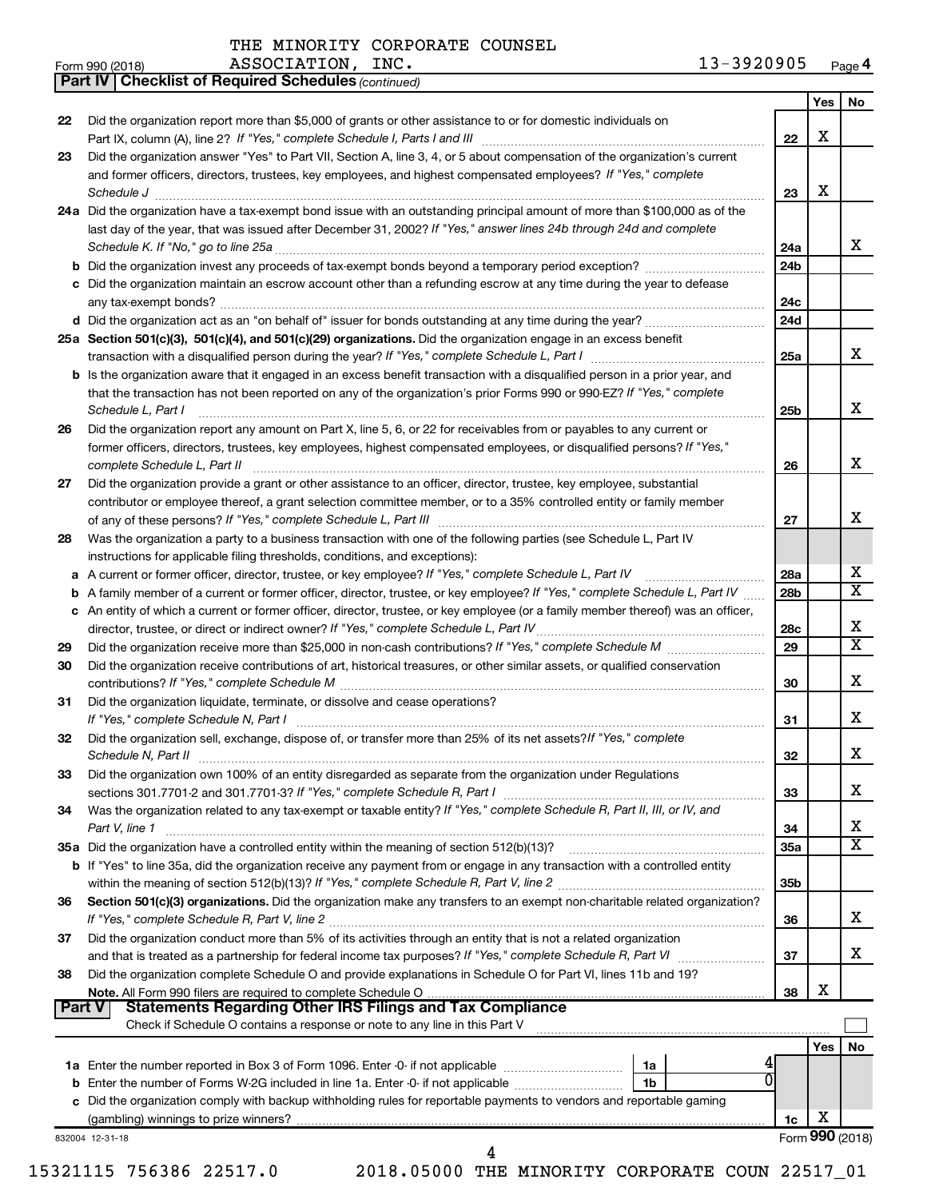THE MINORITY CORPORATE COUNSEL ASSOCIATION, INC. 13-3920905

Form 990 (2018) Page 4

**Part IV | Checklist of Required Schedules** *(continued)*

| | | | Yes | No |
|---|---|---|---|---|
| 22 | Did the organization report more than $5,000 of grants or other assistance to or for domestic individuals on Part IX, column (A), line 2? *If "Yes," complete Schedule I, Parts I and III* | 22 | X | |
| 23 | Did the organization answer "Yes" to Part VII, Section A, line 3, 4, or 5 about compensation of the organization's current and former officers, directors, trustees, key employees, and highest compensated employees? *If "Yes," complete Schedule J* | 23 | X | |
| 24a | Did the organization have a tax-exempt bond issue with an outstanding principal amount of more than $100,000 as of the last day of the year, that was issued after December 31, 2002? *If "Yes," answer lines 24b through 24d and complete Schedule K. If "No," go to line 25a* | 24a | | X |
| b | Did the organization invest any proceeds of tax-exempt bonds beyond a temporary period exception? | 24b | | |
| c | Did the organization maintain an escrow account other than a refunding escrow at any time during the year to defease any tax-exempt bonds? | 24c | | |
| d | Did the organization act as an "on behalf of" issuer for bonds outstanding at any time during the year? | 24d | | |
| 25a | **Section 501(c)(3), 501(c)(4), and 501(c)(29) organizations.** Did the organization engage in an excess benefit transaction with a disqualified person during the year? *If "Yes," complete Schedule L, Part I* | 25a | | X |
| b | Is the organization aware that it engaged in an excess benefit transaction with a disqualified person in a prior year, and that the transaction has not been reported on any of the organization's prior Forms 990 or 990-EZ? *If "Yes," complete Schedule L, Part I* | 25b | | X |
| 26 | Did the organization report any amount on Part X, line 5, 6, or 22 for receivables from or payables to any current or former officers, directors, trustees, key employees, highest compensated employees, or disqualified persons? *If "Yes," complete Schedule L, Part II* | 26 | | X |
| 27 | Did the organization provide a grant or other assistance to an officer, director, trustee, key employee, substantial contributor or employee thereof, a grant selection committee member, or to a 35% controlled entity or family member of any of these persons? *If "Yes," complete Schedule L, Part III* | 27 | | X |
| 28 | Was the organization a party to a business transaction with one of the following parties (see Schedule L, Part IV instructions for applicable filing thresholds, conditions, and exceptions): | | | |
| a | A current or former officer, director, trustee, or key employee? *If "Yes," complete Schedule L, Part IV* | 28a | | X |
| b | A family member of a current or former officer, director, trustee, or key employee? *If "Yes," complete Schedule L, Part IV* | 28b | | X |
| c | An entity of which a current or former officer, director, trustee, or key employee (or a family member thereof) was an officer, director, trustee, or direct or indirect owner? *If "Yes," complete Schedule L, Part IV* | 28c | | X |
| 29 | Did the organization receive more than $25,000 in non-cash contributions? *If "Yes," complete Schedule M* | 29 | | X |
| 30 | Did the organization receive contributions of art, historical treasures, or other similar assets, or qualified conservation contributions? *If "Yes," complete Schedule M* | 30 | | X |
| 31 | Did the organization liquidate, terminate, or dissolve and cease operations? *If "Yes," complete Schedule N, Part I* | 31 | | X |
| 32 | Did the organization sell, exchange, dispose of, or transfer more than 25% of its net assets? *If "Yes," complete Schedule N, Part II* | 32 | | X |
| 33 | Did the organization own 100% of an entity disregarded as separate from the organization under Regulations sections 301.7701-2 and 301.7701-3? *If "Yes," complete Schedule R, Part I* | 33 | | X |
| 34 | Was the organization related to any tax-exempt or taxable entity? *If "Yes," complete Schedule R, Part II, III, or IV, and Part V, line 1* | 34 | | X |
| 35a | Did the organization have a controlled entity within the meaning of section 512(b)(13)? | 35a | | X |
| b | If "Yes" to line 35a, did the organization receive any payment from or engage in any transaction with a controlled entity within the meaning of section 512(b)(13)? *If "Yes," complete Schedule R, Part V, line 2* | 35b | | |
| 36 | **Section 501(c)(3) organizations.** Did the organization make any transfers to an exempt non-charitable related organization? *If "Yes," complete Schedule R, Part V, line 2* | 36 | | X |
| 37 | Did the organization conduct more than 5% of its activities through an entity that is not a related organization and that is treated as a partnership for federal income tax purposes? *If "Yes," complete Schedule R, Part VI* | 37 | | X |
| 38 | Did the organization complete Schedule O and provide explanations in Schedule O for Part VI, lines 11b and 19? **Note.** All Form 990 filers are required to complete Schedule O | 38 | X | |

**Part V | Statements Regarding Other IRS Filings and Tax Compliance**

Check if Schedule O contains a response or note to any line in this Part V

| | | | | | Yes | No |
|---|---|---|---|---|---|---|
| 1a | Enter the number reported in Box 3 of Form 1096. Enter -0- if not applicable | 1a | 4 | | | |
| b | Enter the number of Forms W-2G included in line 1a. Enter -0- if not applicable | 1b | 0 | | | |
| c | Did the organization comply with backup withholding rules for reportable payments to vendors and reportable gaming (gambling) winnings to prize winners? | | | 1c | X | |

832004 12-31-18 Form **990** (2018)

15321115 756386 22517.0 2018.05000 THE MINORITY CORPORATE COUN 22517_01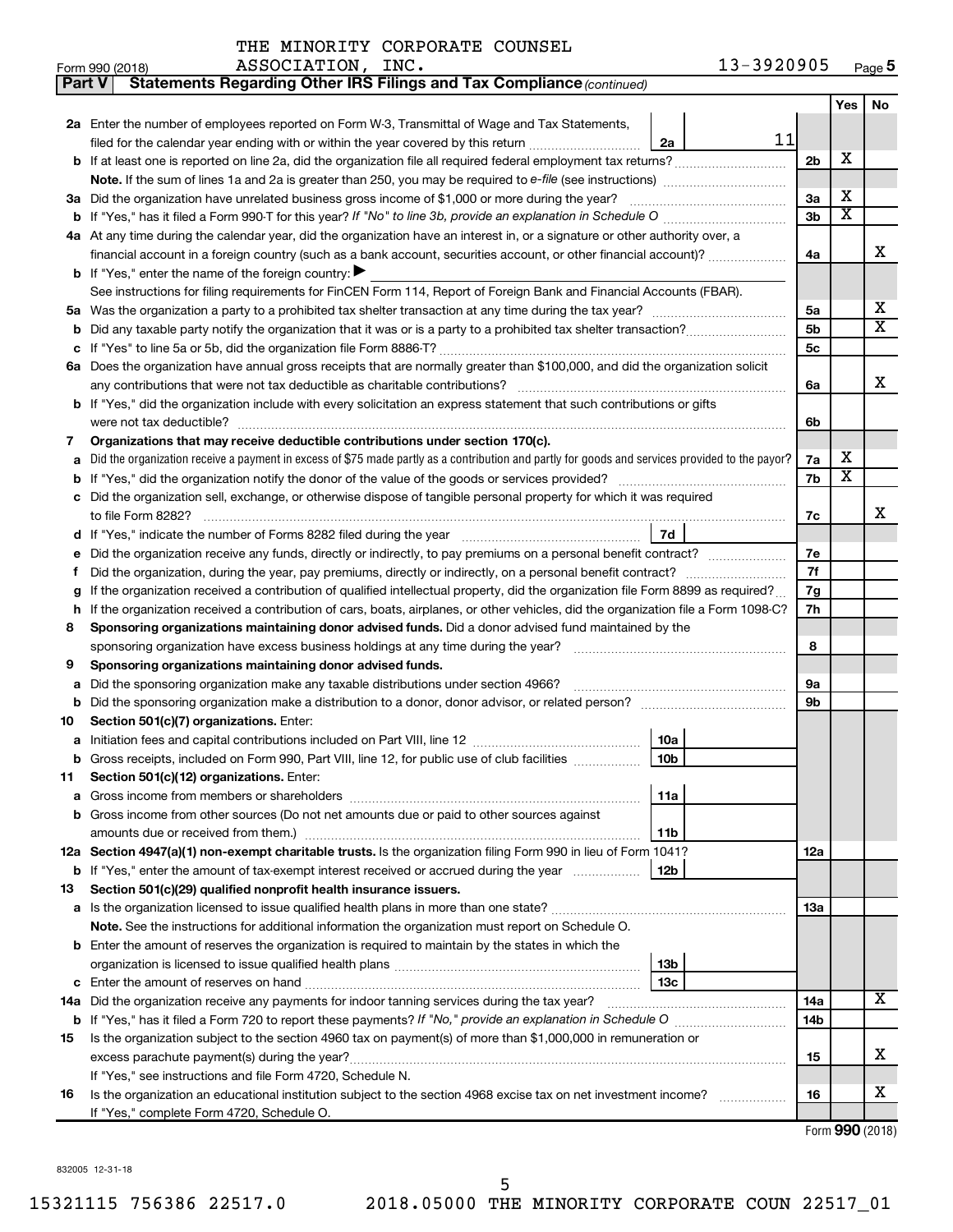THE MINORITY CORPORATE COUNSEL ASSOCIATION, INC. 13-3920905

Form 990 (2018)

**Part V Statements Regarding Other IRS Filings and Tax Compliance** *(continued)*

| | | | | Yes | No |
|---|---|---|---|---|---|
| **2a** | Enter the number of employees reported on Form W-3, Transmittal of Wage and Tax Statements, filed for the calendar year ending with or within the year covered by this return | 2a | 11 | | |
| **b** | If at least one is reported on line 2a, did the organization file all required federal employment tax returns? | 2b | | X | |
| | **Note.** If the sum of lines 1a and 2a is greater than 250, you may be required to *e-file* (see instructions) | | | | |
| **3a** | Did the organization have unrelated business gross income of $1,000 or more during the year? | 3a | | X | |
| **b** | If "Yes," has it filed a Form 990-T for this year? *If "No" to line 3b, provide an explanation in Schedule O* | 3b | | X | |
| **4a** | At any time during the calendar year, did the organization have an interest in, or a signature or other authority over, a financial account in a foreign country (such as a bank account, securities account, or other financial account)? | 4a | | | X |
| **b** | If "Yes," enter the name of the foreign country: ▶ | | | | |
| | See instructions for filing requirements for FinCEN Form 114, Report of Foreign Bank and Financial Accounts (FBAR). | | | | |
| **5a** | Was the organization a party to a prohibited tax shelter transaction at any time during the tax year? | 5a | | | X |
| **b** | Did any taxable party notify the organization that it was or is a party to a prohibited tax shelter transaction? | 5b | | | X |
| **c** | If "Yes" to line 5a or 5b, did the organization file Form 8886-T? | 5c | | | |
| **6a** | Does the organization have annual gross receipts that are normally greater than $100,000, and did the organization solicit any contributions that were not tax deductible as charitable contributions? | 6a | | | X |
| **b** | If "Yes," did the organization include with every solicitation an express statement that such contributions or gifts were not tax deductible? | 6b | | | |
| **7** | **Organizations that may receive deductible contributions under section 170(c).** | | | | |
| **a** | Did the organization receive a payment in excess of $75 made partly as a contribution and partly for goods and services provided to the payor? | 7a | | X | |
| **b** | If "Yes," did the organization notify the donor of the value of the goods or services provided? | 7b | | X | |
| **c** | Did the organization sell, exchange, or otherwise dispose of tangible personal property for which it was required to file Form 8282? | 7c | | | X |
| **d** | If "Yes," indicate the number of Forms 8282 filed during the year | 7d | | | |
| **e** | Did the organization receive any funds, directly or indirectly, to pay premiums on a personal benefit contract? | 7e | | | |
| **f** | Did the organization, during the year, pay premiums, directly or indirectly, on a personal benefit contract? | 7f | | | |
| **g** | If the organization received a contribution of qualified intellectual property, did the organization file Form 8899 as required? | 7g | | | |
| **h** | If the organization received a contribution of cars, boats, airplanes, or other vehicles, did the organization file a Form 1098-C? | 7h | | | |
| **8** | **Sponsoring organizations maintaining donor advised funds.** Did a donor advised fund maintained by the sponsoring organization have excess business holdings at any time during the year? | 8 | | | |
| **9** | **Sponsoring organizations maintaining donor advised funds.** | | | | |
| **a** | Did the sponsoring organization make any taxable distributions under section 4966? | 9a | | | |
| **b** | Did the sponsoring organization make a distribution to a donor, donor advisor, or related person? | 9b | | | |
| **10** | **Section 501(c)(7) organizations.** Enter: | | | | |
| **a** | Initiation fees and capital contributions included on Part VIII, line 12 | 10a | | | |
| **b** | Gross receipts, included on Form 990, Part VIII, line 12, for public use of club facilities | 10b | | | |
| **11** | **Section 501(c)(12) organizations.** Enter: | | | | |
| **a** | Gross income from members or shareholders | 11a | | | |
| **b** | Gross income from other sources (Do not net amounts due or paid to other sources against amounts due or received from them.) | 11b | | | |
| **12a** | **Section 4947(a)(1) non-exempt charitable trusts.** Is the organization filing Form 990 in lieu of Form 1041? | 12a | | | |
| **b** | If "Yes," enter the amount of tax-exempt interest received or accrued during the year | 12b | | | |
| **13** | **Section 501(c)(29) qualified nonprofit health insurance issuers.** | | | | |
| **a** | Is the organization licensed to issue qualified health plans in more than one state? | 13a | | | |
| | **Note.** See the instructions for additional information the organization must report on Schedule O. | | | | |
| **b** | Enter the amount of reserves the organization is required to maintain by the states in which the organization is licensed to issue qualified health plans | 13b | | | |
| **c** | Enter the amount of reserves on hand | 13c | | | |
| **14a** | Did the organization receive any payments for indoor tanning services during the tax year? | 14a | | | X |
| **b** | If "Yes," has it filed a Form 720 to report these payments? *If "No," provide an explanation in Schedule O* | 14b | | | |
| **15** | Is the organization subject to the section 4960 tax on payment(s) of more than $1,000,000 in remuneration or excess parachute payment(s) during the year? | 15 | | | X |
| | If "Yes," see instructions and file Form 4720, Schedule N. | | | | |
| **16** | Is the organization an educational institution subject to the section 4968 excise tax on net investment income? | 16 | | | X |
| | If "Yes," complete Form 4720, Schedule O. | | | | |

Form **990** (2018)

832005 12-31-18

15321115 756386 22517.0 2018.05000 THE MINORITY CORPORATE COUN 22517_01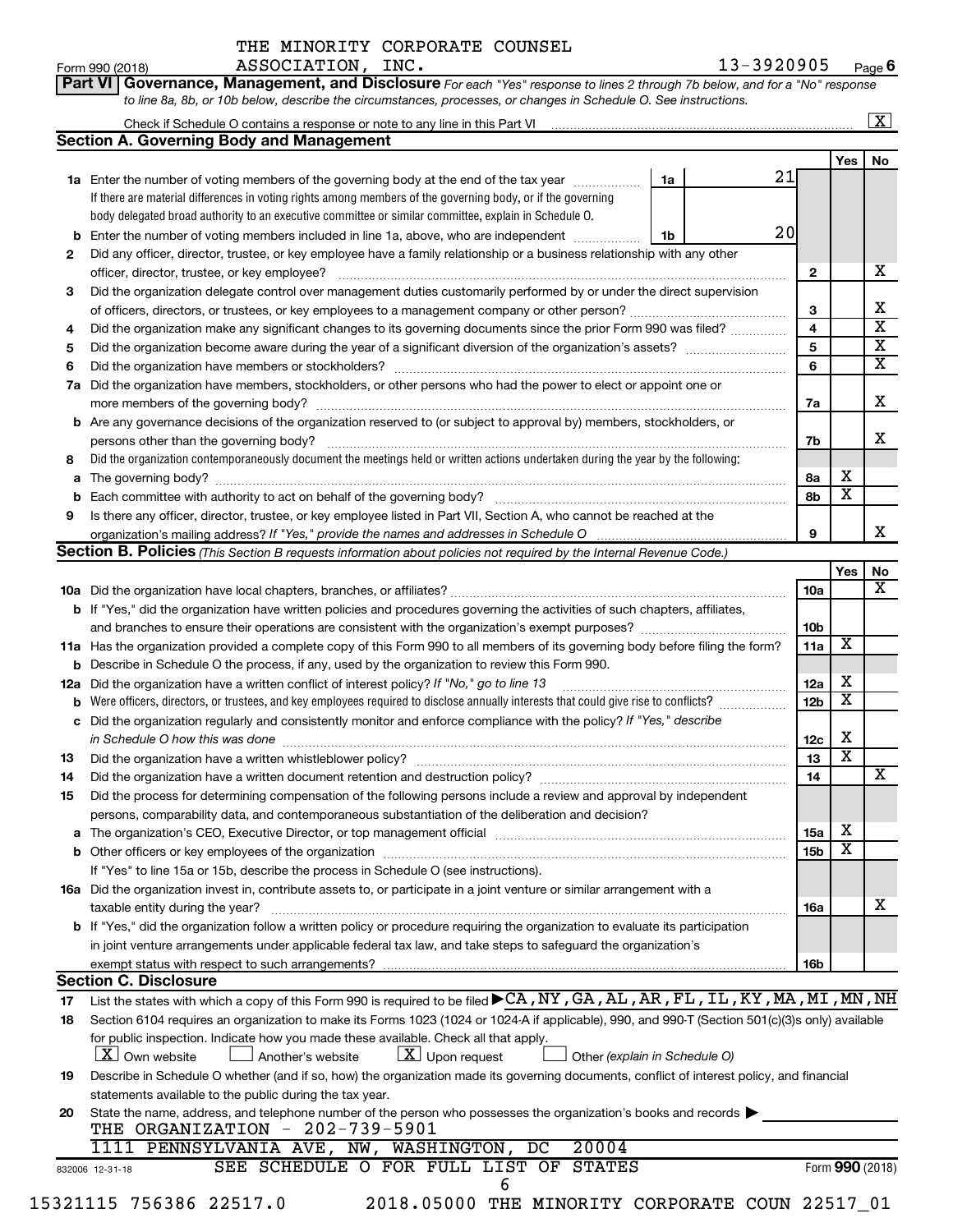THE MINORITY CORPORATE COUNSEL ASSOCIATION, INC.

Form 990 (2018) 13-3920905 Page 6

**Part VI Governance, Management, and Disclosure** *For each "Yes" response to lines 2 through 7b below, and for a "No" response to line 8a, 8b, or 10b below, describe the circumstances, processes, or changes in Schedule O. See instructions.*

Check if Schedule O contains a response or note to any line in this Part VI [X]

## Section A. Governing Body and Management

| | | | | Yes | No |
|---|---|---|---|---|---|
| 1a | Enter the number of voting members of the governing body at the end of the tax year. If there are material differences in voting rights among members of the governing body, or if the governing body delegated broad authority to an executive committee or similar committee, explain in Schedule O. | 1a | 21 | | |
| b | Enter the number of voting members included in line 1a, above, who are independent | 1b | 20 | | |
| 2 | Did any officer, director, trustee, or key employee have a family relationship or a business relationship with any other officer, director, trustee, or key employee? | 2 | | | X |
| 3 | Did the organization delegate control over management duties customarily performed by or under the direct supervision of officers, directors, or trustees, or key employees to a management company or other person? | 3 | | | X |
| 4 | Did the organization make any significant changes to its governing documents since the prior Form 990 was filed? | 4 | | | X |
| 5 | Did the organization become aware during the year of a significant diversion of the organization's assets? | 5 | | | X |
| 6 | Did the organization have members or stockholders? | 6 | | | X |
| 7a | Did the organization have members, stockholders, or other persons who had the power to elect or appoint one or more members of the governing body? | 7a | | | X |
| b | Are any governance decisions of the organization reserved to (or subject to approval by) members, stockholders, or persons other than the governing body? | 7b | | | X |
| 8 | Did the organization contemporaneously document the meetings held or written actions undertaken during the year by the following: | | | | |
| a | The governing body? | 8a | | X | |
| b | Each committee with authority to act on behalf of the governing body? | 8b | | X | |
| 9 | Is there any officer, director, trustee, or key employee listed in Part VII, Section A, who cannot be reached at the organization's mailing address? *If "Yes," provide the names and addresses in Schedule O* | 9 | | | X |

## Section B. Policies *(This Section B requests information about policies not required by the Internal Revenue Code.)*

| | | | Yes | No |
|---|---|---|---|---|
| 10a | Did the organization have local chapters, branches, or affiliates? | 10a | | X |
| b | If "Yes," did the organization have written policies and procedures governing the activities of such chapters, affiliates, and branches to ensure their operations are consistent with the organization's exempt purposes? | 10b | | |
| 11a | Has the organization provided a complete copy of this Form 990 to all members of its governing body before filing the form? | 11a | X | |
| b | Describe in Schedule O the process, if any, used by the organization to review this Form 990. | | | |
| 12a | Did the organization have a written conflict of interest policy? *If "No," go to line 13* | 12a | X | |
| b | Were officers, directors, or trustees, and key employees required to disclose annually interests that could give rise to conflicts? | 12b | X | |
| c | Did the organization regularly and consistently monitor and enforce compliance with the policy? *If "Yes," describe in Schedule O how this was done* | 12c | X | |
| 13 | Did the organization have a written whistleblower policy? | 13 | X | |
| 14 | Did the organization have a written document retention and destruction policy? | 14 | | X |
| 15 | Did the process for determining compensation of the following persons include a review and approval by independent persons, comparability data, and contemporaneous substantiation of the deliberation and decision? | | | |
| a | The organization's CEO, Executive Director, or top management official | 15a | X | |
| b | Other officers or key employees of the organization | 15b | X | |
| | If "Yes" to line 15a or 15b, describe the process in Schedule O (see instructions). | | | |
| 16a | Did the organization invest in, contribute assets to, or participate in a joint venture or similar arrangement with a taxable entity during the year? | 16a | | X |
| b | If "Yes," did the organization follow a written policy or procedure requiring the organization to evaluate its participation in joint venture arrangements under applicable federal tax law, and take steps to safeguard the organization's exempt status with respect to such arrangements? | 16b | | |

## Section C. Disclosure

17 List the states with which a copy of this Form 990 is required to be filed ▶ CA,NY,GA,AL,AR,FL,IL,KY,MA,MI,MN,NH

18 Section 6104 requires an organization to make its Forms 1023 (1024 or 1024-A if applicable), 990, and 990-T (Section 501(c)(3)s only) available for public inspection. Indicate how you made these available. Check all that apply.

[X] Own website [ ] Another's website [X] Upon request [ ] Other *(explain in Schedule O)*

19 Describe in Schedule O whether (and if so, how) the organization made its governing documents, conflict of interest policy, and financial statements available to the public during the tax year.

20 State the name, address, and telephone number of the person who possesses the organization's books and records ▶

THE ORGANIZATION - 202-739-5901

1111 PENNSYLVANIA AVE, NW, WASHINGTON, DC 20004

SEE SCHEDULE O FOR FULL LIST OF STATES

832006 12-31-18 Form **990** (2018)

15321115 756386 22517.0 2018.05000 THE MINORITY CORPORATE COUN 22517_01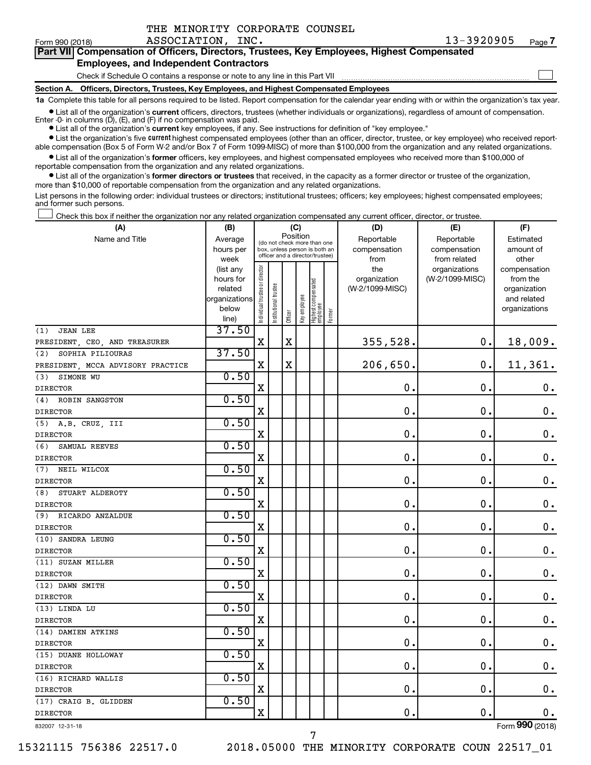THE MINORITY CORPORATE COUNSEL ASSOCIATION, INC.

Form 990 (2018) 13-3920905 Page 7

## Part VII Compensation of Officers, Directors, Trustees, Key Employees, Highest Compensated Employees, and Independent Contractors

Check if Schedule O contains a response or note to any line in this Part VII

### Section A. Officers, Directors, Trustees, Key Employees, and Highest Compensated Employees

**1a** Complete this table for all persons required to be listed. Report compensation for the calendar year ending with or within the organization's tax year.

- List all of the organization's **current** officers, directors, trustees (whether individuals or organizations), regardless of amount of compensation. Enter -0- in columns (D), (E), and (F) if no compensation was paid.
- List all of the organization's **current** key employees, if any. See instructions for definition of "key employee."
- List the organization's five **current** highest compensated employees (other than an officer, director, trustee, or key employee) who received reportable compensation (Box 5 of Form W-2 and/or Box 7 of Form 1099-MISC) of more than $100,000 from the organization and any related organizations.
- List all of the organization's **former** officers, key employees, and highest compensated employees who received more than $100,000 of reportable compensation from the organization and any related organizations.
- List all of the organization's **former directors or trustees** that received, in the capacity as a former director or trustee of the organization, more than $10,000 of reportable compensation from the organization and any related organizations.

List persons in the following order: individual trustees or directors; institutional trustees; officers; key employees; highest compensated employees; and former such persons.

Check this box if neither the organization nor any related organization compensated any current officer, director, or trustee.

| (A) Name and Title | (B) Average hours per week (list any hours for related organizations below line) | (C) Position: Individual trustee or director | Institutional trustee | Officer | Key employee | Highest compensated employee | Former | (D) Reportable compensation from the organization (W-2/1099-MISC) | (E) Reportable compensation from related organizations (W-2/1099-MISC) | (F) Estimated amount of other compensation from the organization and related organizations |
|---|---|---|---|---|---|---|---|---|---|---|
| (1) JEAN LEE<br>PRESIDENT, CEO, AND TREASURER | 37.50 | X | | X | | | | 355,528. | 0. | 18,009. |
| (2) SOPHIA PILIOURAS<br>PRESIDENT, MCCA ADVISORY PRACTICE | 37.50 | X | | X | | | | 206,650. | 0. | 11,361. |
| (3) SIMONE WU<br>DIRECTOR | 0.50 | X | | | | | | 0. | 0. | 0. |
| (4) ROBIN SANGSTON<br>DIRECTOR | 0.50 | X | | | | | | 0. | 0. | 0. |
| (5) A.B. CRUZ, III<br>DIRECTOR | 0.50 | X | | | | | | 0. | 0. | 0. |
| (6) SAMUAL REEVES<br>DIRECTOR | 0.50 | X | | | | | | 0. | 0. | 0. |
| (7) NEIL WILCOX<br>DIRECTOR | 0.50 | X | | | | | | 0. | 0. | 0. |
| (8) STUART ALDEROTY<br>DIRECTOR | 0.50 | X | | | | | | 0. | 0. | 0. |
| (9) RICARDO ANZALDUE<br>DIRECTOR | 0.50 | X | | | | | | 0. | 0. | 0. |
| (10) SANDRA LEUNG<br>DIRECTOR | 0.50 | X | | | | | | 0. | 0. | 0. |
| (11) SUZAN MILLER<br>DIRECTOR | 0.50 | X | | | | | | 0. | 0. | 0. |
| (12) DAWN SMITH<br>DIRECTOR | 0.50 | X | | | | | | 0. | 0. | 0. |
| (13) LINDA LU<br>DIRECTOR | 0.50 | X | | | | | | 0. | 0. | 0. |
| (14) DAMIEN ATKINS<br>DIRECTOR | 0.50 | X | | | | | | 0. | 0. | 0. |
| (15) DUANE HOLLOWAY<br>DIRECTOR | 0.50 | X | | | | | | 0. | 0. | 0. |
| (16) RICHARD WALLIS<br>DIRECTOR | 0.50 | X | | | | | | 0. | 0. | 0. |
| (17) CRAIG B. GLIDDEN<br>DIRECTOR | 0.50 | X | | | | | | 0. | 0. | 0. |

832007 12-31-18 Form 990 (2018)

15321115 756386 22517.0 2018.05000 THE MINORITY CORPORATE COUN 22517_01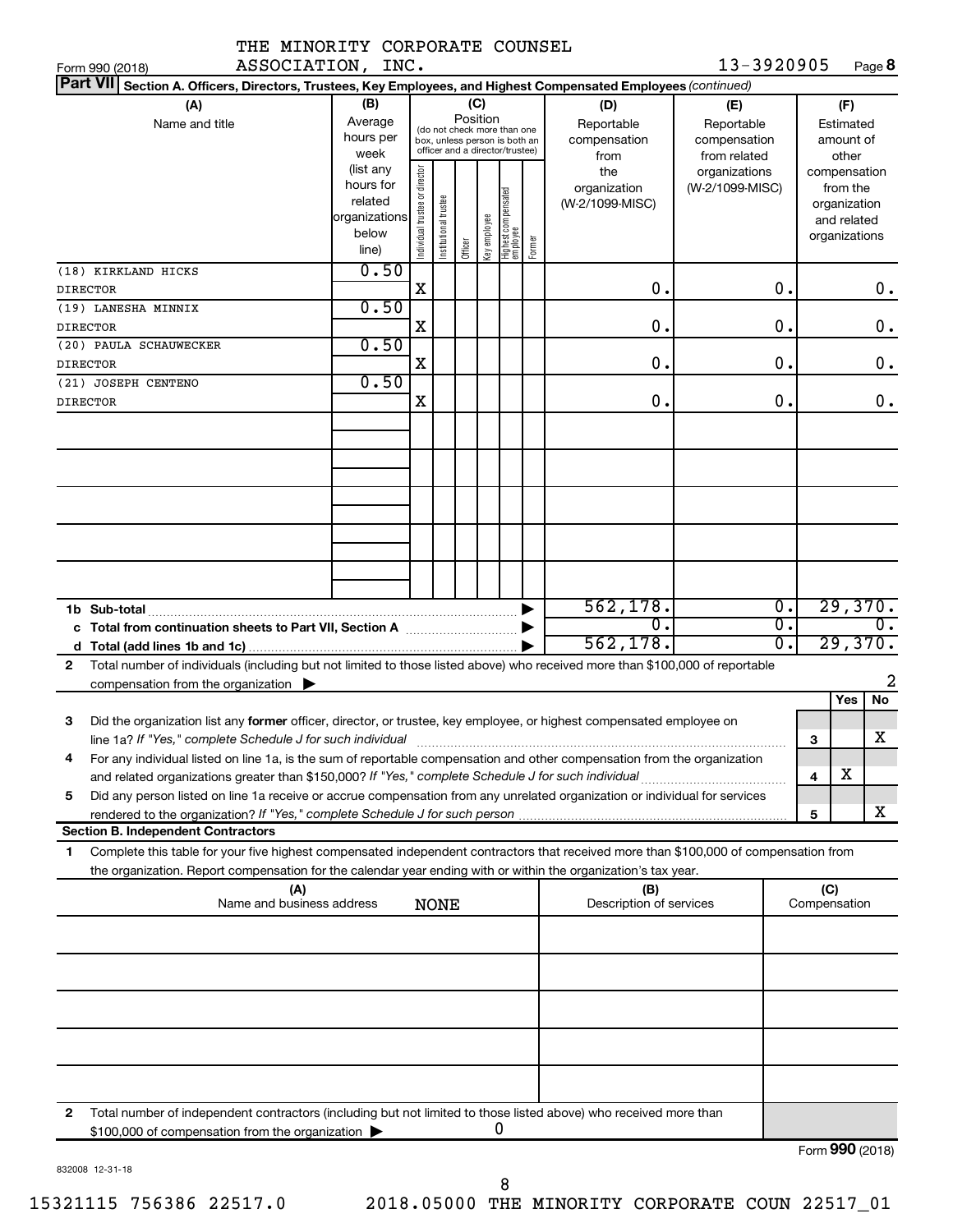THE MINORITY CORPORATE COUNSEL ASSOCIATION, INC.

Form 990 (2018) 13-3920905 Page **8**

**Part VII** **Section A. Officers, Directors, Trustees, Key Employees, and Highest Compensated Employees** *(continued)*

| (A) Name and title | (B) Average hours per week (list any hours for related organizations below line) | (C) Position: Individual trustee or director | Institutional trustee | Officer | Key employee | Highest compensated employee | Former | (D) Reportable compensation from the organization (W-2/1099-MISC) | (E) Reportable compensation from related organizations (W-2/1099-MISC) | (F) Estimated amount of other compensation from the organization and related organizations |
|---|---|---|---|---|---|---|---|---|---|---|
| (18) KIRKLAND HICKS<br>DIRECTOR | 0.50 | X | | | | | | 0. | 0. | 0. |
| (19) LANESHA MINNIX<br>DIRECTOR | 0.50 | X | | | | | | 0. | 0. | 0. |
| (20) PAULA SCHAUWECKER<br>DIRECTOR | 0.50 | X | | | | | | 0. | 0. | 0. |
| (21) JOSEPH CENTENO<br>DIRECTOR | 0.50 | X | | | | | | 0. | 0. | 0. |

| | | (D) | (E) | (F) |
|---|---|---|---|---|
| **1b** | **Sub-total** | 562,178. | 0. | 29,370. |
| **c** | **Total from continuation sheets to Part VII, Section A** | 0. | 0. | 0. |
| **d** | **Total (add lines 1b and 1c)** | 562,178. | 0. | 29,370. |

**2** Total number of individuals (including but not limited to those listed above) who received more than $100,000 of reportable compensation from the organization ▶ 2

| | | | Yes | No |
|---|---|---|---|---|
| **3** | Did the organization list any **former** officer, director, or trustee, key employee, or highest compensated employee on line 1a? *If "Yes," complete Schedule J for such individual* | 3 | | X |
| **4** | For any individual listed on line 1a, is the sum of reportable compensation and other compensation from the organization and related organizations greater than $150,000? *If "Yes," complete Schedule J for such individual* | 4 | X | |
| **5** | Did any person listed on line 1a receive or accrue compensation from any unrelated organization or individual for services rendered to the organization? *If "Yes," complete Schedule J for such person* | 5 | | X |

**Section B. Independent Contractors**

**1** Complete this table for your five highest compensated independent contractors that received more than $100,000 of compensation from the organization. Report compensation for the calendar year ending with or within the organization's tax year.

| (A) Name and business address | (B) Description of services | (C) Compensation |
|---|---|---|
| NONE | | |
| | | |
| | | |
| | | |
| | | |

**2** Total number of independent contractors (including but not limited to those listed above) who received more than $100,000 of compensation from the organization ▶ 0

Form **990** (2018)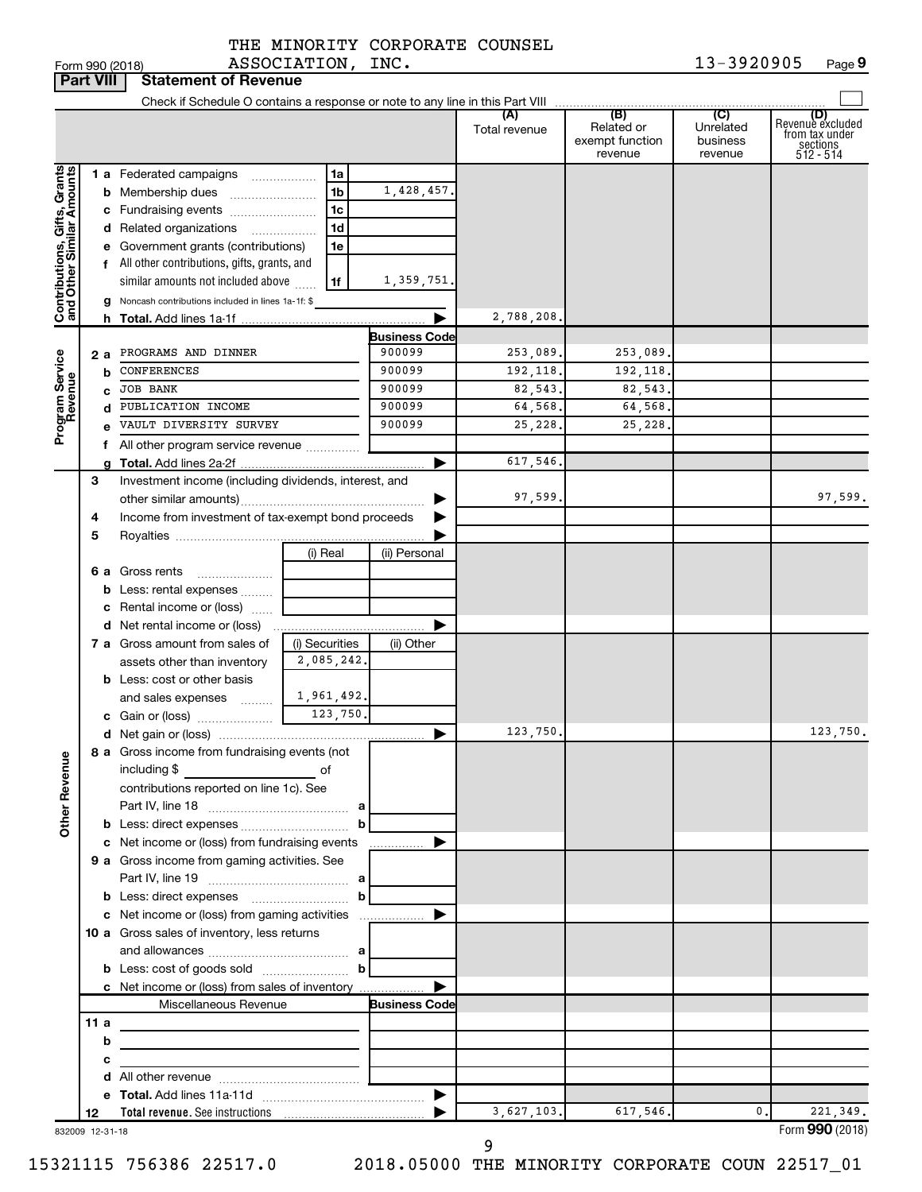THE MINORITY CORPORATE COUNSEL ASSOCIATION, INC. 13-3920905

Form 990 (2018)

## Part VIII Statement of Revenue

Check if Schedule O contains a response or note to any line in this Part VIII

| | | | | (A) Total revenue | (B) Related or exempt function revenue | (C) Unrelated business revenue | (D) Revenue excluded from tax under sections 512 - 514 |
|---|---|---|---|---|---|---|---|
| **Contributions, Gifts, Grants and Other Similar Amounts** | 1 a Federated campaigns | 1a | | | | | |
| | b Membership dues | 1b | 1,428,457. | | | | |
| | c Fundraising events | 1c | | | | | |
| | d Related organizations | 1d | | | | | |
| | e Government grants (contributions) | 1e | | | | | |
| | f All other contributions, gifts, grants, and similar amounts not included above | 1f | 1,359,751. | | | | |
| | g Noncash contributions included in lines 1a-1f: $ | | | | | | |
| | h **Total.** Add lines 1a-1f | | | 2,788,208. | | | |
| **Program Service Revenue** | | | **Business Code** | | | | |
| | 2 a PROGRAMS AND DINNER | | 900099 | 253,089. | 253,089. | | |
| | b CONFERENCES | | 900099 | 192,118. | 192,118. | | |
| | c JOB BANK | | 900099 | 82,543. | 82,543. | | |
| | d PUBLICATION INCOME | | 900099 | 64,568. | 64,568. | | |
| | e VAULT DIVERSITY SURVEY | | 900099 | 25,228. | 25,228. | | |
| | f All other program service revenue | | | | | | |
| | g **Total.** Add lines 2a-2f | | | 617,546. | | | |
| | 3 Investment income (including dividends, interest, and other similar amounts) | | | 97,599. | | | 97,599. |
| | 4 Income from investment of tax-exempt bond proceeds | | | | | | |
| | 5 Royalties | | | | | | |
| | | (i) Real | (ii) Personal | | | | |
| | 6 a Gross rents | | | | | | |
| | b Less: rental expenses | | | | | | |
| | c Rental income or (loss) | | | | | | |
| | d Net rental income or (loss) | | | | | | |
| | 7 a Gross amount from sales of assets other than inventory | (i) Securities 2,085,242. | (ii) Other | | | | |
| | b Less: cost or other basis and sales expenses | 1,961,492. | | | | | |
| | c Gain or (loss) | 123,750. | | | | | |
| | d Net gain or (loss) | | | 123,750. | | | 123,750. |
| **Other Revenue** | 8 a Gross income from fundraising events (not including $ of contributions reported on line 1c). See Part IV, line 18 | a | | | | | |
| | b Less: direct expenses | b | | | | | |
| | c Net income or (loss) from fundraising events | | | | | | |
| | 9 a Gross income from gaming activities. See Part IV, line 19 | a | | | | | |
| | b Less: direct expenses | b | | | | | |
| | c Net income or (loss) from gaming activities | | | | | | |
| | 10 a Gross sales of inventory, less returns and allowances | a | | | | | |
| | b Less: cost of goods sold | b | | | | | |
| | c Net income or (loss) from sales of inventory | | | | | | |
| | Miscellaneous Revenue | | **Business Code** | | | | |
| | 11 a | | | | | | |
| | b | | | | | | |
| | c | | | | | | |
| | d All other revenue | | | | | | |
| | e **Total.** Add lines 11a-11d | | | | | | |
| | 12 **Total revenue.** See instructions | | | 3,627,103. | 617,546. | 0. | 221,349. |

832009 12-31-18

Form **990** (2018)

15321115 756386 22517.0 2018.05000 THE MINORITY CORPORATE COUN 22517_01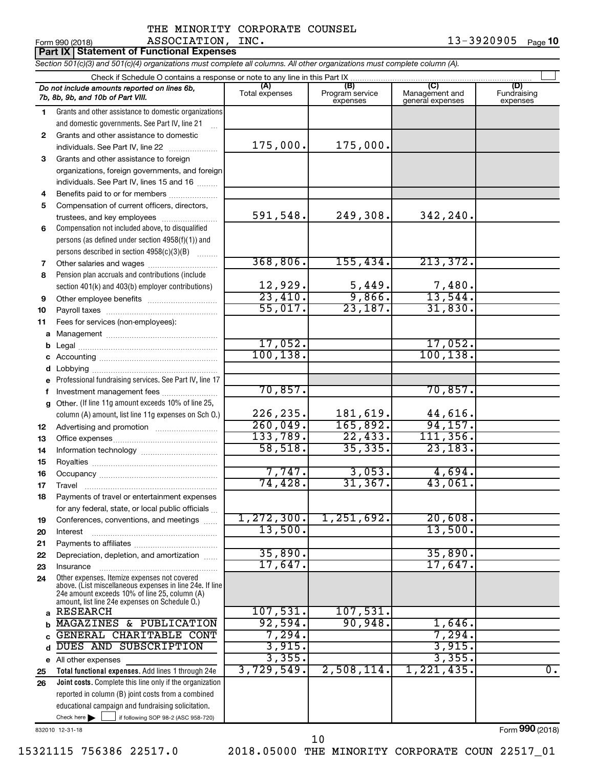THE MINORITY CORPORATE COUNSEL ASSOCIATION, INC. 13-3920905

Form 990 (2018) Page **10**

## Part IX | Statement of Functional Expenses

*Section 501(c)(3) and 501(c)(4) organizations must complete all columns. All other organizations must complete column (A).*

Check if Schedule O contains a response or note to any line in this Part IX

| | *Do not include amounts reported on lines 6b, 7b, 8b, 9b, and 10b of Part VIII.* | (A) Total expenses | (B) Program service expenses | (C) Management and general expenses | (D) Fundraising expenses |
|---|---|---|---|---|---|
| 1 | Grants and other assistance to domestic organizations and domestic governments. See Part IV, line 21 | | | | |
| 2 | Grants and other assistance to domestic individuals. See Part IV, line 22 | 175,000. | 175,000. | | |
| 3 | Grants and other assistance to foreign organizations, foreign governments, and foreign individuals. See Part IV, lines 15 and 16 | | | | |
| 4 | Benefits paid to or for members | | | | |
| 5 | Compensation of current officers, directors, trustees, and key employees | 591,548. | 249,308. | 342,240. | |
| 6 | Compensation not included above, to disqualified persons (as defined under section 4958(f)(1)) and persons described in section 4958(c)(3)(B) | | | | |
| 7 | Other salaries and wages | 368,806. | 155,434. | 213,372. | |
| 8 | Pension plan accruals and contributions (include section 401(k) and 403(b) employer contributions) | 12,929. | 5,449. | 7,480. | |
| 9 | Other employee benefits | 23,410. | 9,866. | 13,544. | |
| 10 | Payroll taxes | 55,017. | 23,187. | 31,830. | |
| 11 | Fees for services (non-employees): | | | | |
| a | Management | | | | |
| b | Legal | 17,052. | | 17,052. | |
| c | Accounting | 100,138. | | 100,138. | |
| d | Lobbying | | | | |
| e | Professional fundraising services. See Part IV, line 17 | | | | |
| f | Investment management fees | 70,857. | | 70,857. | |
| g | Other. (If line 11g amount exceeds 10% of line 25, column (A) amount, list line 11g expenses on Sch O.) | 226,235. | 181,619. | 44,616. | |
| 12 | Advertising and promotion | 260,049. | 165,892. | 94,157. | |
| 13 | Office expenses | 133,789. | 22,433. | 111,356. | |
| 14 | Information technology | 58,518. | 35,335. | 23,183. | |
| 15 | Royalties | | | | |
| 16 | Occupancy | 7,747. | 3,053. | 4,694. | |
| 17 | Travel | 74,428. | 31,367. | 43,061. | |
| 18 | Payments of travel or entertainment expenses for any federal, state, or local public officials | | | | |
| 19 | Conferences, conventions, and meetings | 1,272,300. | 1,251,692. | 20,608. | |
| 20 | Interest | 13,500. | | 13,500. | |
| 21 | Payments to affiliates | | | | |
| 22 | Depreciation, depletion, and amortization | 35,890. | | 35,890. | |
| 23 | Insurance | 17,647. | | 17,647. | |
| 24 | Other expenses. Itemize expenses not covered above. (List miscellaneous expenses in line 24e. If line 24e amount exceeds 10% of line 25, column (A) amount, list line 24e expenses on Schedule O.) | | | | |
| a | RESEARCH | 107,531. | 107,531. | | |
| b | MAGAZINES & PUBLICATION | 92,594. | 90,948. | 1,646. | |
| c | GENERAL CHARITABLE CONT | 7,294. | | 7,294. | |
| d | DUES AND SUBSCRIPTION | 3,915. | | 3,915. | |
| e | All other expenses | 3,355. | | 3,355. | |
| 25 | **Total functional expenses.** Add lines 1 through 24e | 3,729,549. | 2,508,114. | 1,221,435. | 0. |
| 26 | **Joint costs.** Complete this line only if the organization reported in column (B) joint costs from a combined educational campaign and fundraising solicitation. Check here ☐ if following SOP 98-2 (ASC 958-720) | | | | |

832010 12-31-18

Form **990** (2018)

15321115 756386 22517.0 2018.05000 THE MINORITY CORPORATE COUN 22517_01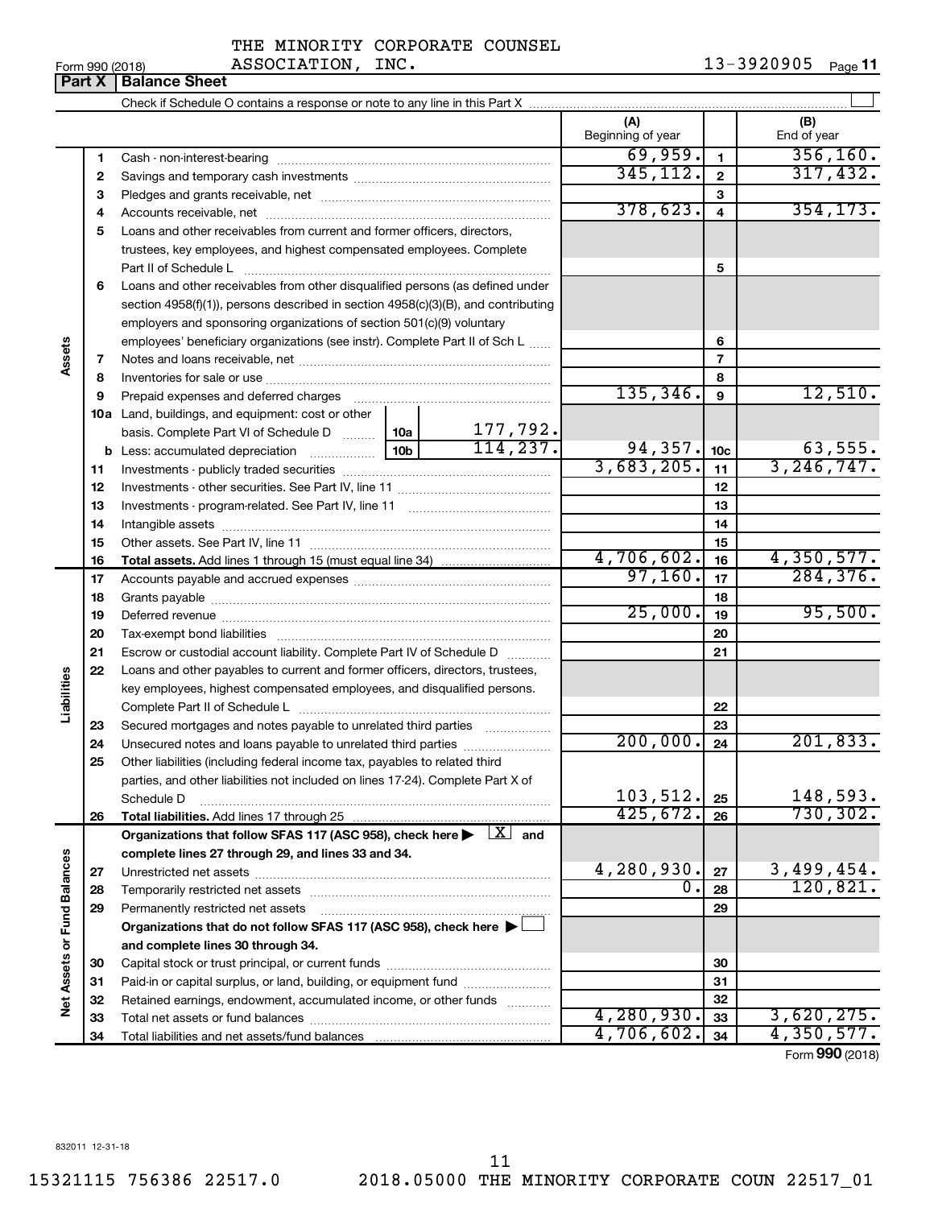THE MINORITY CORPORATE COUNSEL ASSOCIATION, INC. 13-3920905

Form 990 (2018)

## Part X | Balance Sheet

Check if Schedule O contains a response or note to any line in this Part X

| | | | | (A) Beginning of year | | (B) End of year |
|---|---|---|---|---|---|---|
| Assets | 1 | Cash - non-interest-bearing | | 69,959. | 1 | 356,160. |
| | 2 | Savings and temporary cash investments | | 345,112. | 2 | 317,432. |
| | 3 | Pledges and grants receivable, net | | | 3 | |
| | 4 | Accounts receivable, net | | 378,623. | 4 | 354,173. |
| | 5 | Loans and other receivables from current and former officers, directors, trustees, key employees, and highest compensated employees. Complete Part II of Schedule L | | | 5 | |
| | 6 | Loans and other receivables from other disqualified persons (as defined under section 4958(f)(1)), persons described in section 4958(c)(3)(B), and contributing employers and sponsoring organizations of section 501(c)(9) voluntary employees' beneficiary organizations (see instr). Complete Part II of Sch L | | | 6 | |
| | 7 | Notes and loans receivable, net | | | 7 | |
| | 8 | Inventories for sale or use | | | 8 | |
| | 9 | Prepaid expenses and deferred charges | | 135,346. | 9 | 12,510. |
| | 10a | Land, buildings, and equipment: cost or other basis. Complete Part VI of Schedule D | 10a 177,792. | | | |
| | b | Less: accumulated depreciation | 10b 114,237. | 94,357. | 10c | 63,555. |
| | 11 | Investments - publicly traded securities | | 3,683,205. | 11 | 3,246,747. |
| | 12 | Investments - other securities. See Part IV, line 11 | | | 12 | |
| | 13 | Investments - program-related. See Part IV, line 11 | | | 13 | |
| | 14 | Intangible assets | | | 14 | |
| | 15 | Other assets. See Part IV, line 11 | | | 15 | |
| | 16 | **Total assets.** Add lines 1 through 15 (must equal line 34) | | 4,706,602. | 16 | 4,350,577. |
| Liabilities | 17 | Accounts payable and accrued expenses | | 97,160. | 17 | 284,376. |
| | 18 | Grants payable | | | 18 | |
| | 19 | Deferred revenue | | 25,000. | 19 | 95,500. |
| | 20 | Tax-exempt bond liabilities | | | 20 | |
| | 21 | Escrow or custodial account liability. Complete Part IV of Schedule D | | | 21 | |
| | 22 | Loans and other payables to current and former officers, directors, trustees, key employees, highest compensated employees, and disqualified persons. Complete Part II of Schedule L | | | 22 | |
| | 23 | Secured mortgages and notes payable to unrelated third parties | | | 23 | |
| | 24 | Unsecured notes and loans payable to unrelated third parties | | 200,000. | 24 | 201,833. |
| | 25 | Other liabilities (including federal income tax, payables to related third parties, and other liabilities not included on lines 17-24). Complete Part X of Schedule D | | 103,512. | 25 | 148,593. |
| | 26 | **Total liabilities.** Add lines 17 through 25 | | 425,672. | 26 | 730,302. |
| Net Assets or Fund Balances | | **Organizations that follow SFAS 117 (ASC 958), check here** [X] **and complete lines 27 through 29, and lines 33 and 34.** | | | | |
| | 27 | Unrestricted net assets | | 4,280,930. | 27 | 3,499,454. |
| | 28 | Temporarily restricted net assets | | 0. | 28 | 120,821. |
| | 29 | Permanently restricted net assets | | | 29 | |
| | | **Organizations that do not follow SFAS 117 (ASC 958), check here** [ ] **and complete lines 30 through 34.** | | | | |
| | 30 | Capital stock or trust principal, or current funds | | | 30 | |
| | 31 | Paid-in or capital surplus, or land, building, or equipment fund | | | 31 | |
| | 32 | Retained earnings, endowment, accumulated income, or other funds | | | 32 | |
| | 33 | Total net assets or fund balances | | 4,280,930. | 33 | 3,620,275. |
| | 34 | Total liabilities and net assets/fund balances | | 4,706,602. | 34 | 4,350,577. |

Form **990** (2018)

832011 12-31-18

15321115 756386 22517.0 2018.05000 THE MINORITY CORPORATE COUN 22517_01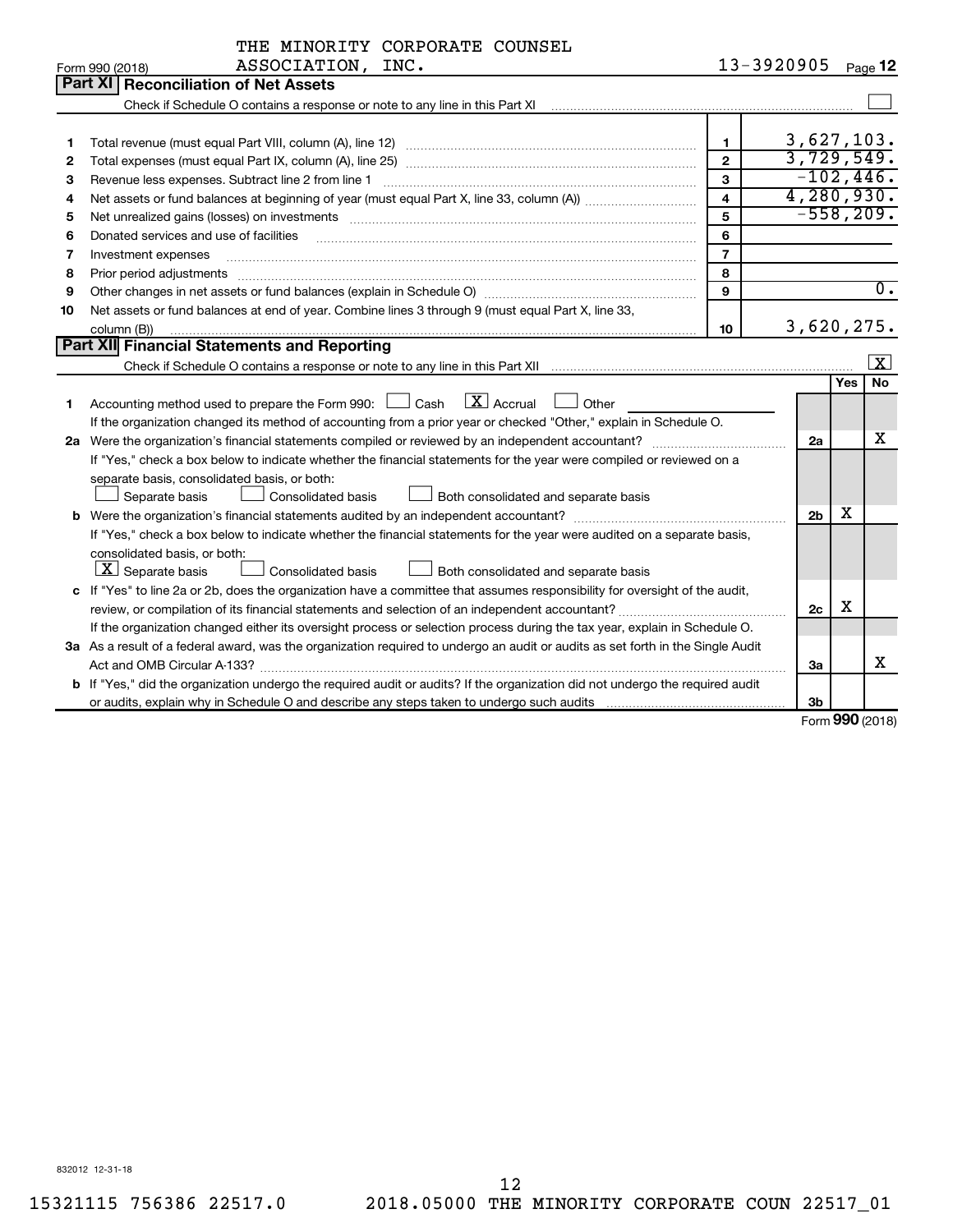THE MINORITY CORPORATE COUNSEL ASSOCIATION, INC.

Form 990 (2018) 13-3920905

## Part XI Reconciliation of Net Assets

Check if Schedule O contains a response or note to any line in this Part XI ☐

| | | | |
|---|---|---|---|
| 1 | Total revenue (must equal Part VIII, column (A), line 12) | 1 | 3,627,103. |
| 2 | Total expenses (must equal Part IX, column (A), line 25) | 2 | 3,729,549. |
| 3 | Revenue less expenses. Subtract line 2 from line 1 | 3 | -102,446. |
| 4 | Net assets or fund balances at beginning of year (must equal Part X, line 33, column (A)) | 4 | 4,280,930. |
| 5 | Net unrealized gains (losses) on investments | 5 | -558,209. |
| 6 | Donated services and use of facilities | 6 | |
| 7 | Investment expenses | 7 | |
| 8 | Prior period adjustments | 8 | |
| 9 | Other changes in net assets or fund balances (explain in Schedule O) | 9 | 0. |
| 10 | Net assets or fund balances at end of year. Combine lines 3 through 9 (must equal Part X, line 33, column (B)) | 10 | 3,620,275. |

## Part XII Financial Statements and Reporting

Check if Schedule O contains a response or note to any line in this Part XII ☒

| | | | Yes | No |
|---|---|---|---|---|
| 1 | Accounting method used to prepare the Form 990: ☐ Cash ☒ Accrual ☐ Other<br>If the organization changed its method of accounting from a prior year or checked "Other," explain in Schedule O. | | | |
| 2a | Were the organization's financial statements compiled or reviewed by an independent accountant?<br>If "Yes," check a box below to indicate whether the financial statements for the year were compiled or reviewed on a separate basis, consolidated basis, or both:<br>☐ Separate basis ☐ Consolidated basis ☐ Both consolidated and separate basis | 2a | | X |
| b | Were the organization's financial statements audited by an independent accountant?<br>If "Yes," check a box below to indicate whether the financial statements for the year were audited on a separate basis, consolidated basis, or both:<br>☒ Separate basis ☐ Consolidated basis ☐ Both consolidated and separate basis | 2b | X | |
| c | If "Yes" to line 2a or 2b, does the organization have a committee that assumes responsibility for oversight of the audit, review, or compilation of its financial statements and selection of an independent accountant?<br>If the organization changed either its oversight process or selection process during the tax year, explain in Schedule O. | 2c | X | |
| 3a | As a result of a federal award, was the organization required to undergo an audit or audits as set forth in the Single Audit Act and OMB Circular A-133? | 3a | | X |
| b | If "Yes," did the organization undergo the required audit or audits? If the organization did not undergo the required audit or audits, explain why in Schedule O and describe any steps taken to undergo such audits | 3b | | |

Form **990** (2018)

832012 12-31-18

15321115 756386 22517.0 2018.05000 THE MINORITY CORPORATE COUN 22517_01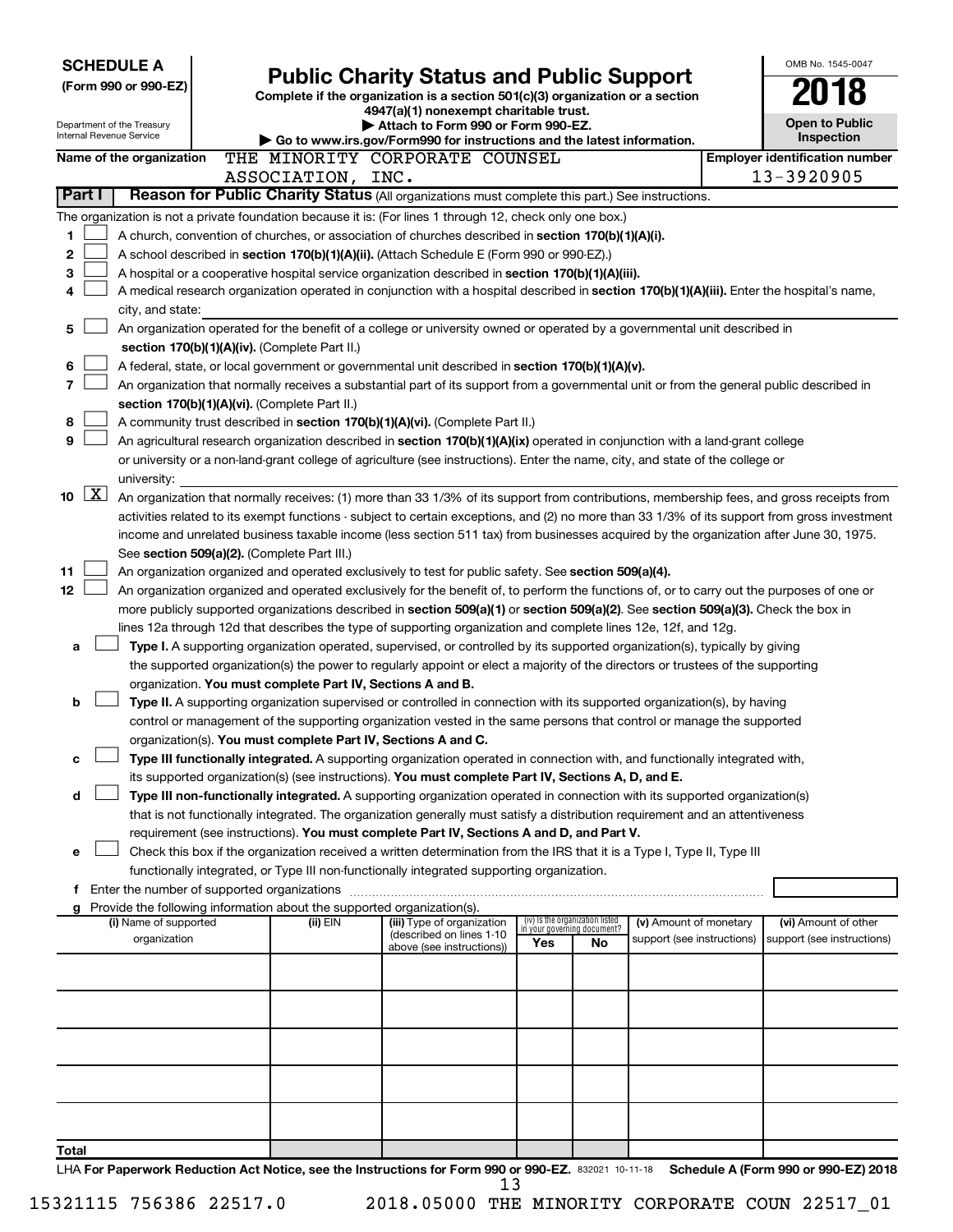**SCHEDULE A**
**(Form 990 or 990-EZ)**

Department of the Treasury
Internal Revenue Service

# Public Charity Status and Public Support

**Complete if the organization is a section 501(c)(3) organization or a section 4947(a)(1) nonexempt charitable trust.**
**▶ Attach to Form 990 or Form 990-EZ.**
**▶ Go to www.irs.gov/Form990 for instructions and the latest information.**

OMB No. 1545-0047
**2018**
**Open to Public Inspection**

**Name of the organization** THE MINORITY CORPORATE COUNSEL ASSOCIATION, INC.
**Employer identification number** 13-3920905

## Part I Reason for Public Charity Status (All organizations must complete this part.) See instructions.

The organization is not a private foundation because it is: (For lines 1 through 12, check only one box.)

1 ☐ A church, convention of churches, or association of churches described in **section 170(b)(1)(A)(i).**

2 ☐ A school described in **section 170(b)(1)(A)(ii).** (Attach Schedule E (Form 990 or 990-EZ).)

3 ☐ A hospital or a cooperative hospital service organization described in **section 170(b)(1)(A)(iii).**

4 ☐ A medical research organization operated in conjunction with a hospital described in **section 170(b)(1)(A)(iii).** Enter the hospital's name, city, and state:

5 ☐ An organization operated for the benefit of a college or university owned or operated by a governmental unit described in **section 170(b)(1)(A)(iv).** (Complete Part II.)

6 ☐ A federal, state, or local government or governmental unit described in **section 170(b)(1)(A)(v).**

7 ☐ An organization that normally receives a substantial part of its support from a governmental unit or from the general public described in **section 170(b)(1)(A)(vi).** (Complete Part II.)

8 ☐ A community trust described in **section 170(b)(1)(A)(vi).** (Complete Part II.)

9 ☐ An agricultural research organization described in **section 170(b)(1)(A)(ix)** operated in conjunction with a land-grant college or university or a non-land-grant college of agriculture (see instructions). Enter the name, city, and state of the college or university:

10 ☒ An organization that normally receives: (1) more than 33 1/3% of its support from contributions, membership fees, and gross receipts from activities related to its exempt functions - subject to certain exceptions, and (2) no more than 33 1/3% of its support from gross investment income and unrelated business taxable income (less section 511 tax) from businesses acquired by the organization after June 30, 1975. See **section 509(a)(2).** (Complete Part III.)

11 ☐ An organization organized and operated exclusively to test for public safety. See **section 509(a)(4).**

12 ☐ An organization organized and operated exclusively for the benefit of, to perform the functions of, or to carry out the purposes of one or more publicly supported organizations described in **section 509(a)(1)** or **section 509(a)(2)**. See **section 509(a)(3).** Check the box in lines 12a through 12d that describes the type of supporting organization and complete lines 12e, 12f, and 12g.

a ☐ **Type I.** A supporting organization operated, supervised, or controlled by its supported organization(s), typically by giving the supported organization(s) the power to regularly appoint or elect a majority of the directors or trustees of the supporting organization. **You must complete Part IV, Sections A and B.**

b ☐ **Type II.** A supporting organization supervised or controlled in connection with its supported organization(s), by having control or management of the supporting organization vested in the same persons that control or manage the supported organization(s). **You must complete Part IV, Sections A and C.**

c ☐ **Type III functionally integrated.** A supporting organization operated in connection with, and functionally integrated with, its supported organization(s) (see instructions). **You must complete Part IV, Sections A, D, and E.**

d ☐ **Type III non-functionally integrated.** A supporting organization operated in connection with its supported organization(s) that is not functionally integrated. The organization generally must satisfy a distribution requirement and an attentiveness requirement (see instructions). **You must complete Part IV, Sections A and D, and Part V.**

e ☐ Check this box if the organization received a written determination from the IRS that it is a Type I, Type II, Type III functionally integrated, or Type III non-functionally integrated supporting organization.

f Enter the number of supported organizations

g Provide the following information about the supported organization(s).

| (i) Name of supported organization | (ii) EIN | (iii) Type of organization (described on lines 1-10 above (see instructions)) | (iv) Is the organization listed in your governing document? Yes | No | (v) Amount of monetary support (see instructions) | (vi) Amount of other support (see instructions) |
|---|---|---|---|---|---|---|
| | | | | | | |
| | | | | | | |
| | | | | | | |
| | | | | | | |
| | | | | | | |
| **Total** | | | | | | |

LHA **For Paperwork Reduction Act Notice, see the Instructions for Form 990 or 990-EZ.** 832021 10-11-18 **Schedule A (Form 990 or 990-EZ) 2018**

15321115 756386 22517.0 2018.05000 THE MINORITY CORPORATE COUN 22517_01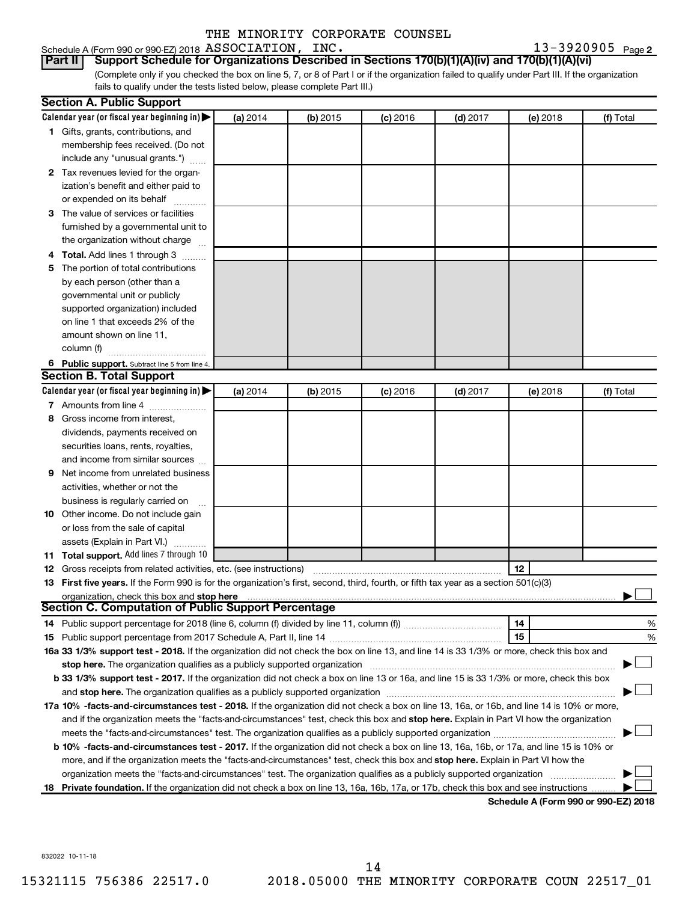THE MINORITY CORPORATE COUNSEL

Schedule A (Form 990 or 990-EZ) 2018 ASSOCIATION, INC. 13-3920905 Page 2

**Part II** **Support Schedule for Organizations Described in Sections 170(b)(1)(A)(iv) and 170(b)(1)(A)(vi)**

(Complete only if you checked the box on line 5, 7, or 8 of Part I or if the organization failed to qualify under Part III. If the organization fails to qualify under the tests listed below, please complete Part III.)

**Section A. Public Support**

| Calendar year (or fiscal year beginning in) ▶ | (a) 2014 | (b) 2015 | (c) 2016 | (d) 2017 | (e) 2018 | (f) Total |
|---|---|---|---|---|---|---|
| **1** Gifts, grants, contributions, and membership fees received. (Do not include any "unusual grants.") | | | | | | |
| **2** Tax revenues levied for the organization's benefit and either paid to or expended on its behalf | | | | | | |
| **3** The value of services or facilities furnished by a governmental unit to the organization without charge | | | | | | |
| **4 Total.** Add lines 1 through 3 | | | | | | |
| **5** The portion of total contributions by each person (other than a governmental unit or publicly supported organization) included on line 1 that exceeds 2% of the amount shown on line 11, column (f) | | | | | | |
| **6 Public support.** Subtract line 5 from line 4. | | | | | | |

**Section B. Total Support**

| Calendar year (or fiscal year beginning in) ▶ | (a) 2014 | (b) 2015 | (c) 2016 | (d) 2017 | (e) 2018 | (f) Total |
|---|---|---|---|---|---|---|
| **7** Amounts from line 4 | | | | | | |
| **8** Gross income from interest, dividends, payments received on securities loans, rents, royalties, and income from similar sources | | | | | | |
| **9** Net income from unrelated business activities, whether or not the business is regularly carried on | | | | | | |
| **10** Other income. Do not include gain or loss from the sale of capital assets (Explain in Part VI.) | | | | | | |
| **11 Total support.** Add lines 7 through 10 | | | | | | |

**12** Gross receipts from related activities, etc. (see instructions) | **12** |

**13 First five years.** If the Form 990 is for the organization's first, second, third, fourth, or fifth tax year as a section 501(c)(3) organization, check this box and **stop here** ▶ ☐

**Section C. Computation of Public Support Percentage**

**14** Public support percentage for 2018 (line 6, column (f) divided by line 11, column (f)) | **14** | %

**15** Public support percentage from 2017 Schedule A, Part II, line 14 | **15** | %

**16a 33 1/3% support test - 2018.** If the organization did not check the box on line 13, and line 14 is 33 1/3% or more, check this box and **stop here.** The organization qualifies as a publicly supported organization ▶ ☐

**b 33 1/3% support test - 2017.** If the organization did not check a box on line 13 or 16a, and line 15 is 33 1/3% or more, check this box and **stop here.** The organization qualifies as a publicly supported organization ▶ ☐

**17a 10% -facts-and-circumstances test - 2018.** If the organization did not check a box on line 13, 16a, or 16b, and line 14 is 10% or more, and if the organization meets the "facts-and-circumstances" test, check this box and **stop here.** Explain in Part VI how the organization meets the "facts-and-circumstances" test. The organization qualifies as a publicly supported organization ▶ ☐

**b 10% -facts-and-circumstances test - 2017.** If the organization did not check a box on line 13, 16a, 16b, or 17a, and line 15 is 10% or more, and if the organization meets the "facts-and-circumstances" test, check this box and **stop here.** Explain in Part VI how the organization meets the "facts-and-circumstances" test. The organization qualifies as a publicly supported organization ▶ ☐

**18 Private foundation.** If the organization did not check a box on line 13, 16a, 16b, 17a, or 17b, check this box and see instructions ▶ ☐

**Schedule A (Form 990 or 990-EZ) 2018**

832022 10-11-18

15321115 756386 22517.0 2018.05000 THE MINORITY CORPORATE COUN 22517_01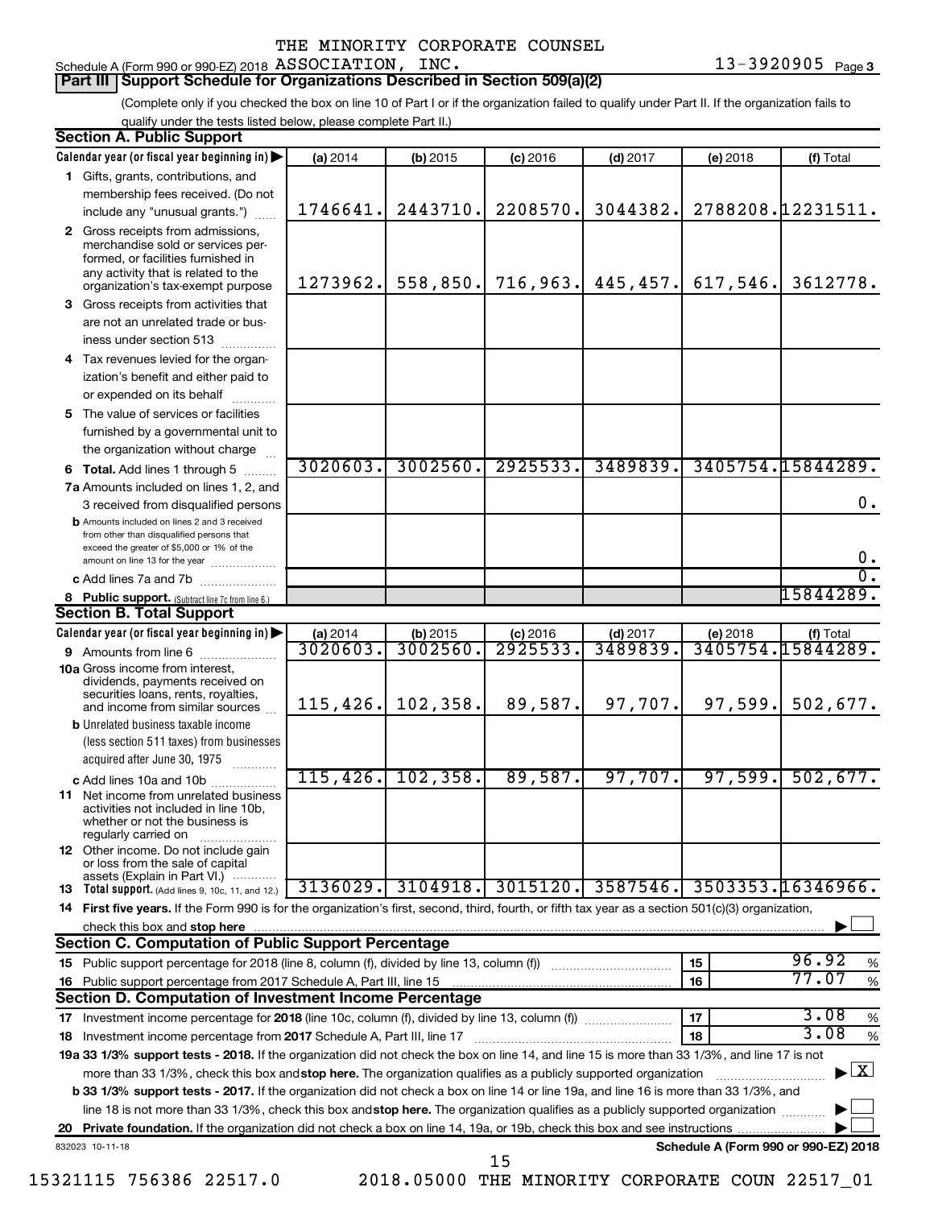THE MINORITY CORPORATE COUNSEL

Schedule A (Form 990 or 990-EZ) 2018 ASSOCIATION, INC. 13-3920905 Page 3

## Part III Support Schedule for Organizations Described in Section 509(a)(2)

(Complete only if you checked the box on line 10 of Part I or if the organization failed to qualify under Part II. If the organization fails to qualify under the tests listed below, please complete Part II.)

### Section A. Public Support

| Calendar year (or fiscal year beginning in) | (a) 2014 | (b) 2015 | (c) 2016 | (d) 2017 | (e) 2018 | (f) Total |
|---|---|---|---|---|---|---|
| 1 Gifts, grants, contributions, and membership fees received. (Do not include any "unusual grants.") | 1746641. | 2443710. | 2208570. | 3044382. | 2788208. | 12231511. |
| 2 Gross receipts from admissions, merchandise sold or services performed, or facilities furnished in any activity that is related to the organization's tax-exempt purpose | 1273962. | 558,850. | 716,963. | 445,457. | 617,546. | 3612778. |
| 3 Gross receipts from activities that are not an unrelated trade or business under section 513 | | | | | | |
| 4 Tax revenues levied for the organization's benefit and either paid to or expended on its behalf | | | | | | |
| 5 The value of services or facilities furnished by a governmental unit to the organization without charge | | | | | | |
| 6 Total. Add lines 1 through 5 | 3020603. | 3002560. | 2925533. | 3489839. | 3405754. | 15844289. |
| 7a Amounts included on lines 1, 2, and 3 received from disqualified persons | | | | | | 0. |
| b Amounts included on lines 2 and 3 received from other than disqualified persons that exceed the greater of $5,000 or 1% of the amount on line 13 for the year | | | | | | 0. |
| c Add lines 7a and 7b | | | | | | 0. |
| 8 Public support. (Subtract line 7c from line 6.) | | | | | | 15844289. |

### Section B. Total Support

| Calendar year (or fiscal year beginning in) | (a) 2014 | (b) 2015 | (c) 2016 | (d) 2017 | (e) 2018 | (f) Total |
|---|---|---|---|---|---|---|
| 9 Amounts from line 6 | 3020603. | 3002560. | 2925533. | 3489839. | 3405754. | 15844289. |
| 10a Gross income from interest, dividends, payments received on securities loans, rents, royalties, and income from similar sources | 115,426. | 102,358. | 89,587. | 97,707. | 97,599. | 502,677. |
| b Unrelated business taxable income (less section 511 taxes) from businesses acquired after June 30, 1975 | | | | | | |
| c Add lines 10a and 10b | 115,426. | 102,358. | 89,587. | 97,707. | 97,599. | 502,677. |
| 11 Net income from unrelated business activities not included in line 10b, whether or not the business is regularly carried on | | | | | | |
| 12 Other income. Do not include gain or loss from the sale of capital assets (Explain in Part VI.) | | | | | | |
| 13 Total support. (Add lines 9, 10c, 11, and 12.) | 3136029. | 3104918. | 3015120. | 3587546. | 3503353. | 16346966. |

14 **First five years.** If the Form 990 is for the organization's first, second, third, fourth, or fifth tax year as a section 501(c)(3) organization, check this box and **stop here** ☐

### Section C. Computation of Public Support Percentage

| | | | |
|---|---|---|---|
| 15 Public support percentage for 2018 (line 8, column (f), divided by line 13, column (f)) | 15 | 96.92 | % |
| 16 Public support percentage from 2017 Schedule A, Part III, line 15 | 16 | 77.07 | % |

### Section D. Computation of Investment Income Percentage

| | | | |
|---|---|---|---|
| 17 Investment income percentage for **2018** (line 10c, column (f), divided by line 13, column (f)) | 17 | 3.08 | % |
| 18 Investment income percentage from **2017** Schedule A, Part III, line 17 | 18 | 3.08 | % |

**19a 33 1/3% support tests - 2018.** If the organization did not check the box on line 14, and line 15 is more than 33 1/3%, and line 17 is not more than 33 1/3%, check this box and **stop here.** The organization qualifies as a publicly supported organization ☒

**b 33 1/3% support tests - 2017.** If the organization did not check a box on line 14 or line 19a, and line 16 is more than 33 1/3%, and line 18 is not more than 33 1/3%, check this box and **stop here.** The organization qualifies as a publicly supported organization ☐

**20 Private foundation.** If the organization did not check a box on line 14, 19a, or 19b, check this box and see instructions ☐

832023 10-11-18 **Schedule A (Form 990 or 990-EZ) 2018**

15321115 756386 22517.0 2018.05000 THE MINORITY CORPORATE COUN 22517_01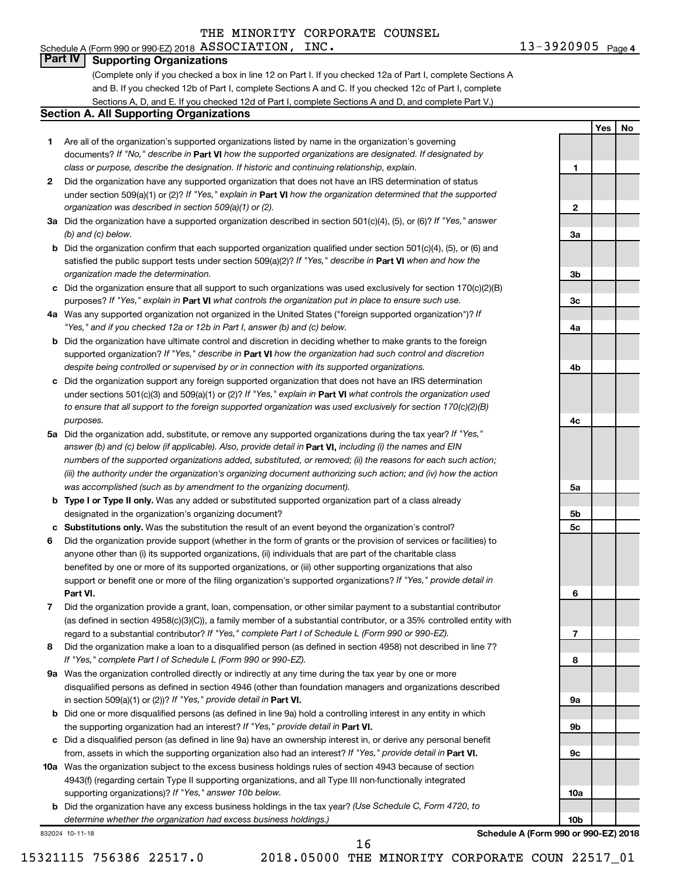THE MINORITY CORPORATE COUNSEL

Schedule A (Form 990 or 990-EZ) 2018 ASSOCIATION, INC. 13-3920905 Page 4

## Part IV Supporting Organizations

(Complete only if you checked a box in line 12 on Part I. If you checked 12a of Part I, complete Sections A and B. If you checked 12b of Part I, complete Sections A and C. If you checked 12c of Part I, complete Sections A, D, and E. If you checked 12d of Part I, complete Sections A and D, and complete Part V.)

### Section A. All Supporting Organizations

| | | | Yes | No |
|---|---|---|---|---|
| **1** | Are all of the organization's supported organizations listed by name in the organization's governing documents? *If "No," describe in* **Part VI** *how the supported organizations are designated. If designated by class or purpose, describe the designation. If historic and continuing relationship, explain.* | 1 | | |
| **2** | Did the organization have any supported organization that does not have an IRS determination of status under section 509(a)(1) or (2)? *If "Yes," explain in* **Part VI** *how the organization determined that the supported organization was described in section 509(a)(1) or (2).* | 2 | | |
| **3a** | Did the organization have a supported organization described in section 501(c)(4), (5), or (6)? *If "Yes," answer (b) and (c) below.* | 3a | | |
| **b** | Did the organization confirm that each supported organization qualified under section 501(c)(4), (5), or (6) and satisfied the public support tests under section 509(a)(2)? *If "Yes," describe in* **Part VI** *when and how the organization made the determination.* | 3b | | |
| **c** | Did the organization ensure that all support to such organizations was used exclusively for section 170(c)(2)(B) purposes? *If "Yes," explain in* **Part VI** *what controls the organization put in place to ensure such use.* | 3c | | |
| **4a** | Was any supported organization not organized in the United States ("foreign supported organization")? *If "Yes," and if you checked 12a or 12b in Part I, answer (b) and (c) below.* | 4a | | |
| **b** | Did the organization have ultimate control and discretion in deciding whether to make grants to the foreign supported organization? *If "Yes," describe in* **Part VI** *how the organization had such control and discretion despite being controlled or supervised by or in connection with its supported organizations.* | 4b | | |
| **c** | Did the organization support any foreign supported organization that does not have an IRS determination under sections 501(c)(3) and 509(a)(1) or (2)? *If "Yes," explain in* **Part VI** *what controls the organization used to ensure that all support to the foreign supported organization was used exclusively for section 170(c)(2)(B) purposes.* | 4c | | |
| **5a** | Did the organization add, substitute, or remove any supported organizations during the tax year? *If "Yes," answer (b) and (c) below (if applicable). Also, provide detail in* **Part VI,** *including (i) the names and EIN numbers of the supported organizations added, substituted, or removed; (ii) the reasons for each such action; (iii) the authority under the organization's organizing document authorizing such action; and (iv) how the action was accomplished (such as by amendment to the organizing document).* | 5a | | |
| **b** | **Type I or Type II only.** Was any added or substituted supported organization part of a class already designated in the organization's organizing document? | 5b | | |
| **c** | **Substitutions only.** Was the substitution the result of an event beyond the organization's control? | 5c | | |
| **6** | Did the organization provide support (whether in the form of grants or the provision of services or facilities) to anyone other than (i) its supported organizations, (ii) individuals that are part of the charitable class benefited by one or more of its supported organizations, or (iii) other supporting organizations that also support or benefit one or more of the filing organization's supported organizations? *If "Yes," provide detail in* **Part VI.** | 6 | | |
| **7** | Did the organization provide a grant, loan, compensation, or other similar payment to a substantial contributor (as defined in section 4958(c)(3)(C)), a family member of a substantial contributor, or a 35% controlled entity with regard to a substantial contributor? *If "Yes," complete Part I of Schedule L (Form 990 or 990-EZ).* | 7 | | |
| **8** | Did the organization make a loan to a disqualified person (as defined in section 4958) not described in line 7? *If "Yes," complete Part I of Schedule L (Form 990 or 990-EZ).* | 8 | | |
| **9a** | Was the organization controlled directly or indirectly at any time during the tax year by one or more disqualified persons as defined in section 4946 (other than foundation managers and organizations described in section 509(a)(1) or (2))? *If "Yes," provide detail in* **Part VI.** | 9a | | |
| **b** | Did one or more disqualified persons (as defined in line 9a) hold a controlling interest in any entity in which the supporting organization had an interest? *If "Yes," provide detail in* **Part VI.** | 9b | | |
| **c** | Did a disqualified person (as defined in line 9a) have an ownership interest in, or derive any personal benefit from, assets in which the supporting organization also had an interest? *If "Yes," provide detail in* **Part VI.** | 9c | | |
| **10a** | Was the organization subject to the excess business holdings rules of section 4943 because of section 4943(f) (regarding certain Type II supporting organizations, and all Type III non-functionally integrated supporting organizations)? *If "Yes," answer 10b below.* | 10a | | |
| **b** | Did the organization have any excess business holdings in the tax year? *(Use Schedule C, Form 4720, to determine whether the organization had excess business holdings.)* | 10b | | |

832024 10-11-18

**Schedule A (Form 990 or 990-EZ) 2018**

15321115 756386 22517.0 2018.05000 THE MINORITY CORPORATE COUN 22517_01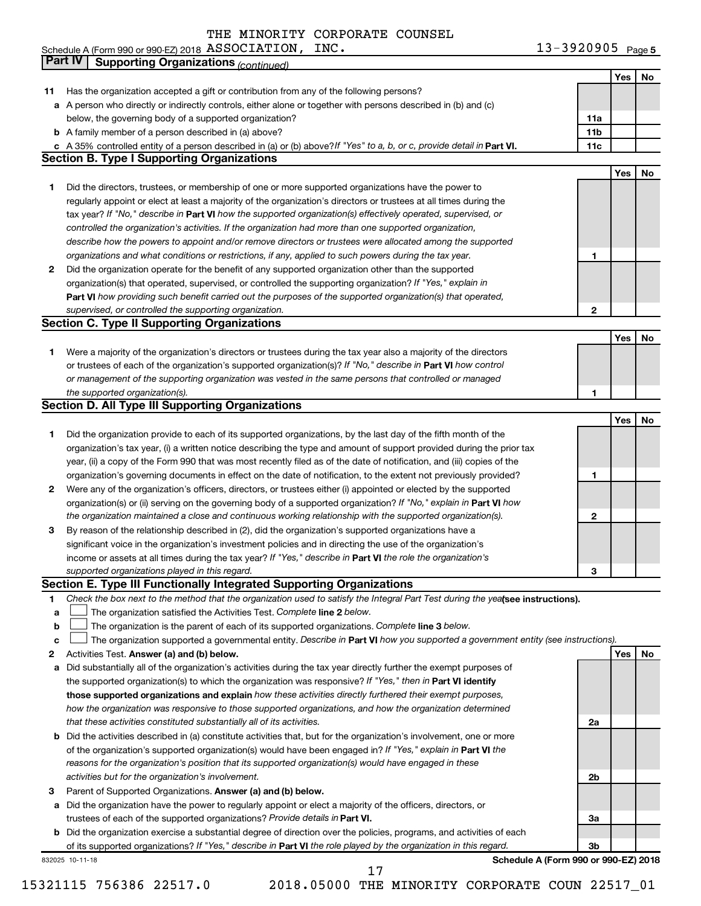Schedule A (Form 990 or 990-EZ) 2018 THE MINORITY CORPORATE COUNSEL ASSOCIATION, INC. 13-3920905 Page 5

## Part IV Supporting Organizations *(continued)*

| | | | Yes | No |
|---|---|---|---|---|
| **11** | Has the organization accepted a gift or contribution from any of the following persons? | | | |
| **a** | A person who directly or indirectly controls, either alone or together with persons described in (b) and (c) below, the governing body of a supported organization? | 11a | | |
| **b** | A family member of a person described in (a) above? | 11b | | |
| **c** | A 35% controlled entity of a person described in (a) or (b) above? *If "Yes" to a, b, or c, provide detail in* **Part VI.** | 11c | | |

### Section B. Type I Supporting Organizations

| | | | Yes | No |
|---|---|---|---|---|
| **1** | Did the directors, trustees, or membership of one or more supported organizations have the power to regularly appoint or elect at least a majority of the organization's directors or trustees at all times during the tax year? *If "No," describe in* **Part VI** *how the supported organization(s) effectively operated, supervised, or controlled the organization's activities. If the organization had more than one supported organization, describe how the powers to appoint and/or remove directors or trustees were allocated among the supported organizations and what conditions or restrictions, if any, applied to such powers during the tax year.* | 1 | | |
| **2** | Did the organization operate for the benefit of any supported organization other than the supported organization(s) that operated, supervised, or controlled the supporting organization? *If "Yes," explain in* **Part VI** *how providing such benefit carried out the purposes of the supported organization(s) that operated, supervised, or controlled the supporting organization.* | 2 | | |

### Section C. Type II Supporting Organizations

| | | | Yes | No |
|---|---|---|---|---|
| **1** | Were a majority of the organization's directors or trustees during the tax year also a majority of the directors or trustees of each of the organization's supported organization(s)? *If "No," describe in* **Part VI** *how control or management of the supporting organization was vested in the same persons that controlled or managed the supported organization(s).* | 1 | | |

### Section D. All Type III Supporting Organizations

| | | | Yes | No |
|---|---|---|---|---|
| **1** | Did the organization provide to each of its supported organizations, by the last day of the fifth month of the organization's tax year, (i) a written notice describing the type and amount of support provided during the prior tax year, (ii) a copy of the Form 990 that was most recently filed as of the date of notification, and (iii) copies of the organization's governing documents in effect on the date of notification, to the extent not previously provided? | 1 | | |
| **2** | Were any of the organization's officers, directors, or trustees either (i) appointed or elected by the supported organization(s) or (ii) serving on the governing body of a supported organization? *If "No," explain in* **Part VI** *how the organization maintained a close and continuous working relationship with the supported organization(s).* | 2 | | |
| **3** | By reason of the relationship described in (2), did the organization's supported organizations have a significant voice in the organization's investment policies and in directing the use of the organization's income or assets at all times during the tax year? *If "Yes," describe in* **Part VI** *the role the organization's supported organizations played in this regard.* | 3 | | |

### Section E. Type III Functionally Integrated Supporting Organizations

**1** *Check the box next to the method that the organization used to satisfy the Integral Part Test during the year* **(see instructions).**

- **a** ☐ The organization satisfied the Activities Test. *Complete* **line 2** *below.*
- **b** ☐ The organization is the parent of each of its supported organizations. *Complete* **line 3** *below.*
- **c** ☐ The organization supported a governmental entity. *Describe in* **Part VI** *how you supported a government entity (see instructions).*

| | | | Yes | No |
|---|---|---|---|---|
| **2** | Activities Test. **Answer (a) and (b) below.** | | | |
| **a** | Did substantially all of the organization's activities during the tax year directly further the exempt purposes of the supported organization(s) to which the organization was responsive? *If "Yes," then in* **Part VI identify those supported organizations and explain** *how these activities directly furthered their exempt purposes, how the organization was responsive to those supported organizations, and how the organization determined that these activities constituted substantially all of its activities.* | 2a | | |
| **b** | Did the activities described in (a) constitute activities that, but for the organization's involvement, one or more of the organization's supported organization(s) would have been engaged in? *If "Yes," explain in* **Part VI** *the reasons for the organization's position that its supported organization(s) would have engaged in these activities but for the organization's involvement.* | 2b | | |
| **3** | Parent of Supported Organizations. **Answer (a) and (b) below.** | | | |
| **a** | Did the organization have the power to regularly appoint or elect a majority of the officers, directors, or trustees of each of the supported organizations? *Provide details in* **Part VI.** | 3a | | |
| **b** | Did the organization exercise a substantial degree of direction over the policies, programs, and activities of each of its supported organizations? *If "Yes," describe in* **Part VI** *the role played by the organization in this regard.* | 3b | | |

832025 10-11-18 **Schedule A (Form 990 or 990-EZ) 2018**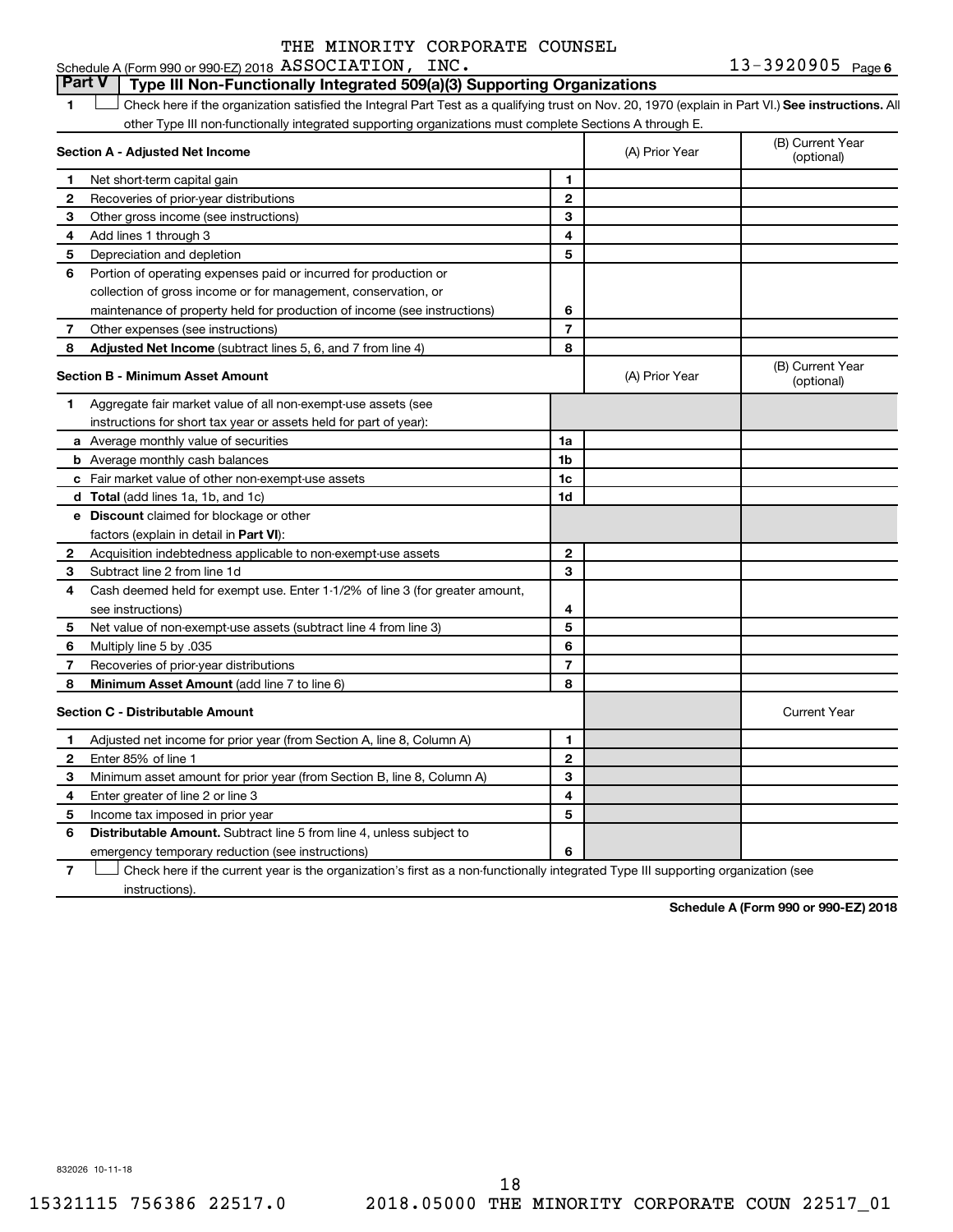THE MINORITY CORPORATE COUNSEL
Schedule A (Form 990 or 990-EZ) 2018 ASSOCIATION, INC. 13-3920905 Page 6

## Part V Type III Non-Functionally Integrated 509(a)(3) Supporting Organizations

**1** ☐ Check here if the organization satisfied the Integral Part Test as a qualifying trust on Nov. 20, 1970 (explain in Part VI.) **See instructions.** All other Type III non-functionally integrated supporting organizations must complete Sections A through E.

| **Section A - Adjusted Net Income** | | | (A) Prior Year | (B) Current Year (optional) |
|---|---|---|---|---|
| 1 | Net short-term capital gain | 1 | | |
| 2 | Recoveries of prior-year distributions | 2 | | |
| 3 | Other gross income (see instructions) | 3 | | |
| 4 | Add lines 1 through 3 | 4 | | |
| 5 | Depreciation and depletion | 5 | | |
| 6 | Portion of operating expenses paid or incurred for production or collection of gross income or for management, conservation, or maintenance of property held for production of income (see instructions) | 6 | | |
| 7 | Other expenses (see instructions) | 7 | | |
| 8 | **Adjusted Net Income** (subtract lines 5, 6, and 7 from line 4) | 8 | | |

| **Section B - Minimum Asset Amount** | | | (A) Prior Year | (B) Current Year (optional) |
|---|---|---|---|---|
| 1 | Aggregate fair market value of all non-exempt-use assets (see instructions for short tax year or assets held for part of year): | | | |
| a | Average monthly value of securities | 1a | | |
| b | Average monthly cash balances | 1b | | |
| c | Fair market value of other non-exempt-use assets | 1c | | |
| d | **Total** (add lines 1a, 1b, and 1c) | 1d | | |
| e | **Discount** claimed for blockage or other factors (explain in detail in **Part VI**): | | | |
| 2 | Acquisition indebtedness applicable to non-exempt-use assets | 2 | | |
| 3 | Subtract line 2 from line 1d | 3 | | |
| 4 | Cash deemed held for exempt use. Enter 1-1/2% of line 3 (for greater amount, see instructions) | 4 | | |
| 5 | Net value of non-exempt-use assets (subtract line 4 from line 3) | 5 | | |
| 6 | Multiply line 5 by .035 | 6 | | |
| 7 | Recoveries of prior-year distributions | 7 | | |
| 8 | **Minimum Asset Amount** (add line 7 to line 6) | 8 | | |

| **Section C - Distributable Amount** | | | | Current Year |
|---|---|---|---|---|
| 1 | Adjusted net income for prior year (from Section A, line 8, Column A) | 1 | | |
| 2 | Enter 85% of line 1 | 2 | | |
| 3 | Minimum asset amount for prior year (from Section B, line 8, Column A) | 3 | | |
| 4 | Enter greater of line 2 or line 3 | 4 | | |
| 5 | Income tax imposed in prior year | 5 | | |
| 6 | **Distributable Amount.** Subtract line 5 from line 4, unless subject to emergency temporary reduction (see instructions) | 6 | | |

**7** ☐ Check here if the current year is the organization's first as a non-functionally integrated Type III supporting organization (see instructions).

**Schedule A (Form 990 or 990-EZ) 2018**

832026 10-11-18

15321115 756386 22517.0 2018.05000 THE MINORITY CORPORATE COUN 22517_01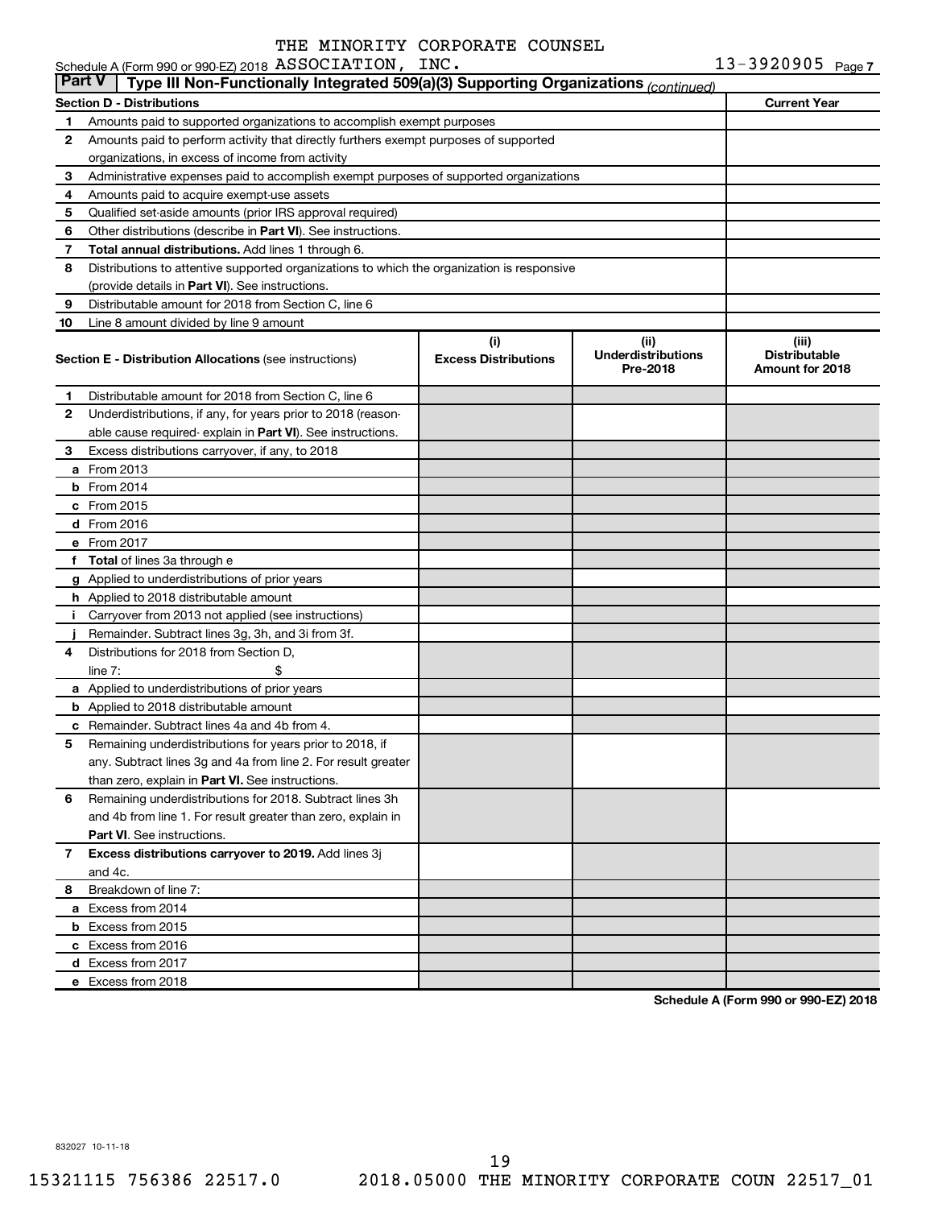THE MINORITY CORPORATE COUNSEL

Schedule A (Form 990 or 990-EZ) 2018 ASSOCIATION, INC. 13-3920905 Page 7

## Part V | Type III Non-Functionally Integrated 509(a)(3) Supporting Organizations *(continued)*

| Section D - Distributions | | Current Year |
|---|---|---|
| 1 | Amounts paid to supported organizations to accomplish exempt purposes | |
| 2 | Amounts paid to perform activity that directly furthers exempt purposes of supported organizations, in excess of income from activity | |
| 3 | Administrative expenses paid to accomplish exempt purposes of supported organizations | |
| 4 | Amounts paid to acquire exempt-use assets | |
| 5 | Qualified set-aside amounts (prior IRS approval required) | |
| 6 | Other distributions (describe in **Part VI**). See instructions. | |
| 7 | **Total annual distributions.** Add lines 1 through 6. | |
| 8 | Distributions to attentive supported organizations to which the organization is responsive (provide details in **Part VI**). See instructions. | |
| 9 | Distributable amount for 2018 from Section C, line 6 | |
| 10 | Line 8 amount divided by line 9 amount | |

| | Section E - Distribution Allocations (see instructions) | (i) Excess Distributions | (ii) Underdistributions Pre-2018 | (iii) Distributable Amount for 2018 |
|---|---|---|---|---|
| 1 | Distributable amount for 2018 from Section C, line 6 | | | |
| 2 | Underdistributions, if any, for years prior to 2018 (reasonable cause required- explain in **Part VI**). See instructions. | | | |
| 3 | Excess distributions carryover, if any, to 2018 | | | |
| a | From 2013 | | | |
| b | From 2014 | | | |
| c | From 2015 | | | |
| d | From 2016 | | | |
| e | From 2017 | | | |
| f | **Total** of lines 3a through e | | | |
| g | Applied to underdistributions of prior years | | | |
| h | Applied to 2018 distributable amount | | | |
| i | Carryover from 2013 not applied (see instructions) | | | |
| j | Remainder. Subtract lines 3g, 3h, and 3i from 3f. | | | |
| 4 | Distributions for 2018 from Section D, line 7: $ | | | |
| a | Applied to underdistributions of prior years | | | |
| b | Applied to 2018 distributable amount | | | |
| c | Remainder. Subtract lines 4a and 4b from 4. | | | |
| 5 | Remaining underdistributions for years prior to 2018, if any. Subtract lines 3g and 4a from line 2. For result greater than zero, explain in **Part VI.** See instructions. | | | |
| 6 | Remaining underdistributions for 2018. Subtract lines 3h and 4b from line 1. For result greater than zero, explain in **Part VI**. See instructions. | | | |
| 7 | **Excess distributions carryover to 2019.** Add lines 3j and 4c. | | | |
| 8 | Breakdown of line 7: | | | |
| a | Excess from 2014 | | | |
| b | Excess from 2015 | | | |
| c | Excess from 2016 | | | |
| d | Excess from 2017 | | | |
| e | Excess from 2018 | | | |

**Schedule A (Form 990 or 990-EZ) 2018**

832027 10-11-18

15321115 756386 22517.0 2018.05000 THE MINORITY CORPORATE COUN 22517_01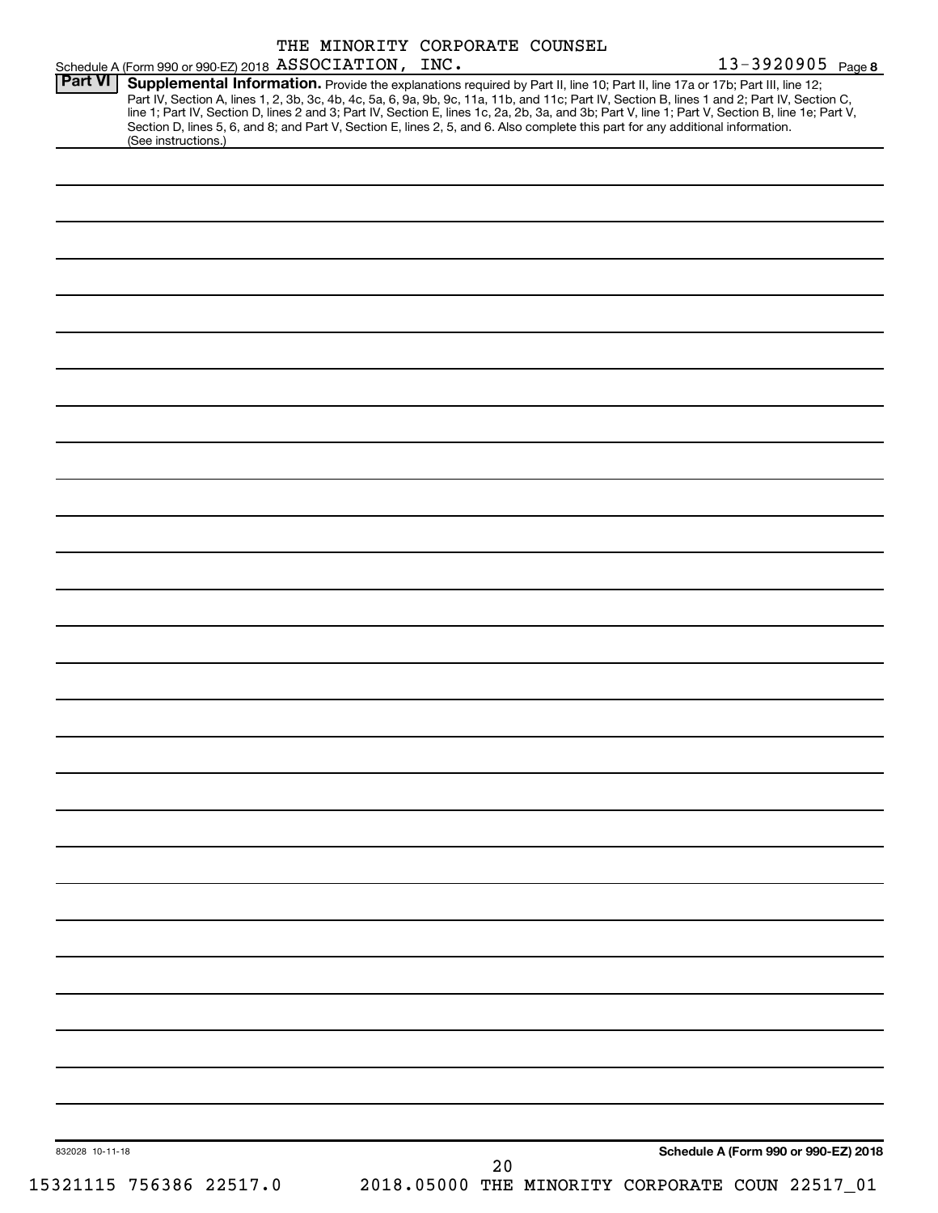THE MINORITY CORPORATE COUNSEL

Schedule A (Form 990 or 990-EZ) 2018 ASSOCIATION, INC. 13-3920905 Page 8

**Part VI** **Supplemental Information.** Provide the explanations required by Part II, line 10; Part II, line 17a or 17b; Part III, line 12; Part IV, Section A, lines 1, 2, 3b, 3c, 4b, 4c, 5a, 6, 9a, 9b, 9c, 11a, 11b, and 11c; Part IV, Section B, lines 1 and 2; Part IV, Section C, line 1; Part IV, Section D, lines 2 and 3; Part IV, Section E, lines 1c, 2a, 2b, 3a, and 3b; Part V, line 1; Part V, Section B, line 1e; Part V, Section D, lines 5, 6, and 8; and Part V, Section E, lines 2, 5, and 6. Also complete this part for any additional information. (See instructions.)

832028 10-11-18

**Schedule A (Form 990 or 990-EZ) 2018**

15321115 756386 22517.0 2018.05000 THE MINORITY CORPORATE COUN 22517_01